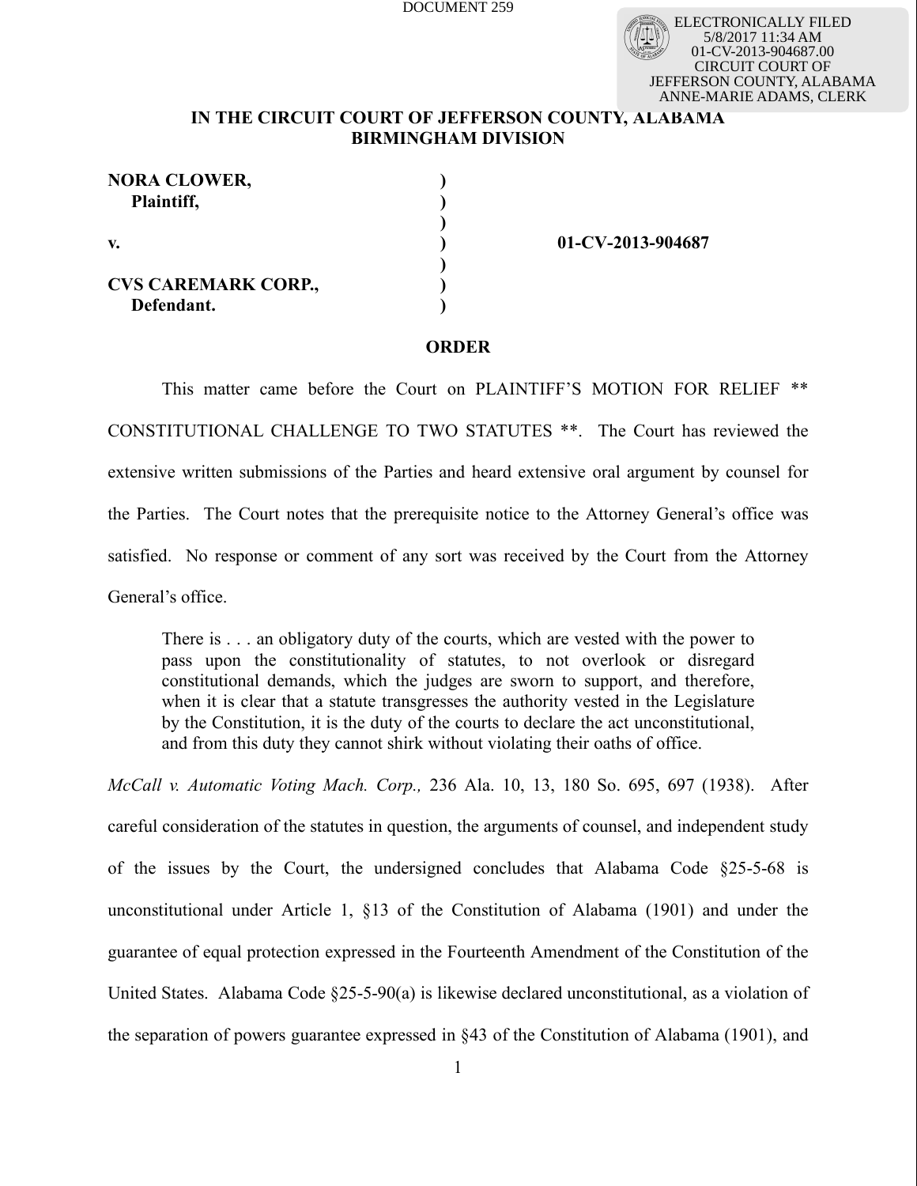DOCUMENT 259

ELECTRONICALLY FILED
5/8/2017 11:34 AM
01-CV-2013-904687.00
CIRCUIT COURT OF
JEFFERSON COUNTY, ALABAMA
ANNE-MARIE ADAMS, CLERK

**IN THE CIRCUIT COURT OF JEFFERSON COUNTY, ALABAMA**
**BIRMINGHAM DIVISION**

| | | |
|---|---|---|
| **NORA CLOWER,** | ) | |
| **Plaintiff,** | ) | |
| | ) | |
| **v.** | ) | **01-CV-2013-904687** |
| | ) | |
| **CVS CAREMARK CORP.,** | ) | |
| **Defendant.** | ) | |

**ORDER**

This matter came before the Court on PLAINTIFF'S MOTION FOR RELIEF ** CONSTITUTIONAL CHALLENGE TO TWO STATUTES **. The Court has reviewed the extensive written submissions of the Parties and heard extensive oral argument by counsel for the Parties. The Court notes that the prerequisite notice to the Attorney General's office was satisfied. No response or comment of any sort was received by the Court from the Attorney General's office.

> There is . . . an obligatory duty of the courts, which are vested with the power to pass upon the constitutionality of statutes, to not overlook or disregard constitutional demands, which the judges are sworn to support, and therefore, when it is clear that a statute transgresses the authority vested in the Legislature by the Constitution, it is the duty of the courts to declare the act unconstitutional, and from this duty they cannot shirk without violating their oaths of office.

*McCall v. Automatic Voting Mach. Corp.,* 236 Ala. 10, 13, 180 So. 695, 697 (1938). After careful consideration of the statutes in question, the arguments of counsel, and independent study of the issues by the Court, the undersigned concludes that Alabama Code §25-5-68 is unconstitutional under Article 1, §13 of the Constitution of Alabama (1901) and under the guarantee of equal protection expressed in the Fourteenth Amendment of the Constitution of the United States. Alabama Code §25-5-90(a) is likewise declared unconstitutional, as a violation of the separation of powers guarantee expressed in §43 of the Constitution of Alabama (1901), and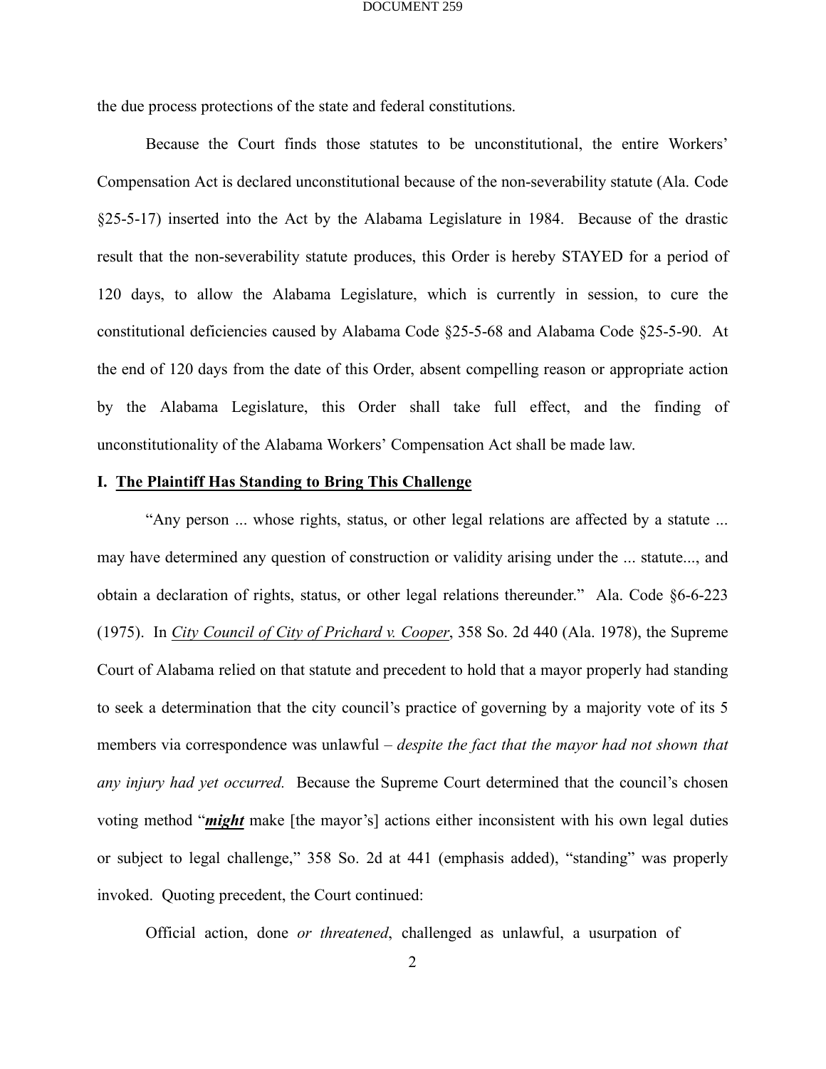the due process protections of the state and federal constitutions.

Because the Court finds those statutes to be unconstitutional, the entire Workers' Compensation Act is declared unconstitutional because of the non-severability statute (Ala. Code §25-5-17) inserted into the Act by the Alabama Legislature in 1984. Because of the drastic result that the non-severability statute produces, this Order is hereby STAYED for a period of 120 days, to allow the Alabama Legislature, which is currently in session, to cure the constitutional deficiencies caused by Alabama Code §25-5-68 and Alabama Code §25-5-90. At the end of 120 days from the date of this Order, absent compelling reason or appropriate action by the Alabama Legislature, this Order shall take full effect, and the finding of unconstitutionality of the Alabama Workers' Compensation Act shall be made law.

## I. <u>The Plaintiff Has Standing to Bring This Challenge</u>

"Any person ... whose rights, status, or other legal relations are affected by a statute ... may have determined any question of construction or validity arising under the ... statute..., and obtain a declaration of rights, status, or other legal relations thereunder." Ala. Code §6-6-223 (1975). In *<u>City Council of City of Prichard v. Cooper</u>*, 358 So. 2d 440 (Ala. 1978), the Supreme Court of Alabama relied on that statute and precedent to hold that a mayor properly had standing to seek a determination that the city council's practice of governing by a majority vote of its 5 members via correspondence was unlawful – *despite the fact that the mayor had not shown that any injury had yet occurred.* Because the Supreme Court determined that the council's chosen voting method "***<u>might</u>*** make [the mayor's] actions either inconsistent with his own legal duties or subject to legal challenge," 358 So. 2d at 441 (emphasis added), "standing" was properly invoked. Quoting precedent, the Court continued:

> Official action, done *or threatened*, challenged as unlawful, a usurpation of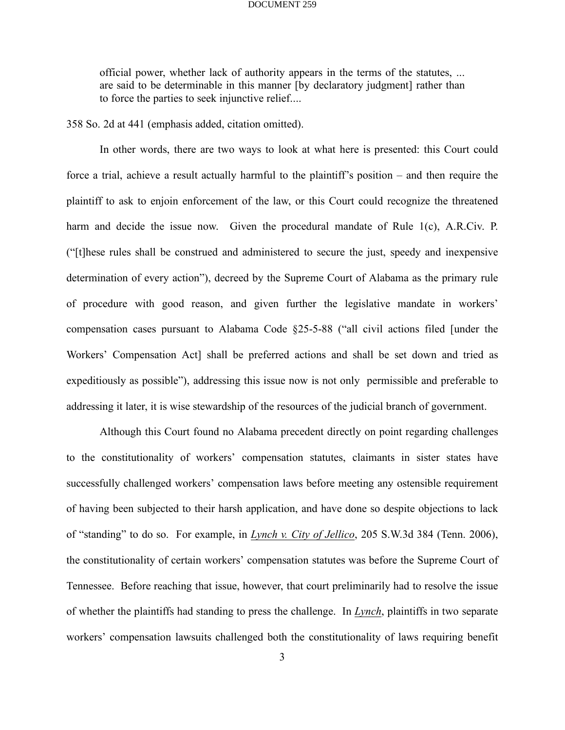> official power, whether lack of authority appears in the terms of the statutes, ... are said to be determinable in this manner [by declaratory judgment] rather than to force the parties to seek injunctive relief....

358 So. 2d at 441 (emphasis added, citation omitted).

In other words, there are two ways to look at what here is presented: this Court could force a trial, achieve a result actually harmful to the plaintiff's position – and then require the plaintiff to ask to enjoin enforcement of the law, or this Court could recognize the threatened harm and decide the issue now. Given the procedural mandate of Rule 1(c), A.R.Civ. P. ("[t]hese rules shall be construed and administered to secure the just, speedy and inexpensive determination of every action"), decreed by the Supreme Court of Alabama as the primary rule of procedure with good reason, and given further the legislative mandate in workers' compensation cases pursuant to Alabama Code §25-5-88 ("all civil actions filed [under the Workers' Compensation Act] shall be preferred actions and shall be set down and tried as expeditiously as possible"), addressing this issue now is not only permissible and preferable to addressing it later, it is wise stewardship of the resources of the judicial branch of government.

Although this Court found no Alabama precedent directly on point regarding challenges to the constitutionality of workers' compensation statutes, claimants in sister states have successfully challenged workers' compensation laws before meeting any ostensible requirement of having been subjected to their harsh application, and have done so despite objections to lack of "standing" to do so. For example, in *Lynch v. City of Jellico*, 205 S.W.3d 384 (Tenn. 2006), the constitutionality of certain workers' compensation statutes was before the Supreme Court of Tennessee. Before reaching that issue, however, that court preliminarily had to resolve the issue of whether the plaintiffs had standing to press the challenge. In *Lynch*, plaintiffs in two separate workers' compensation lawsuits challenged both the constitutionality of laws requiring benefit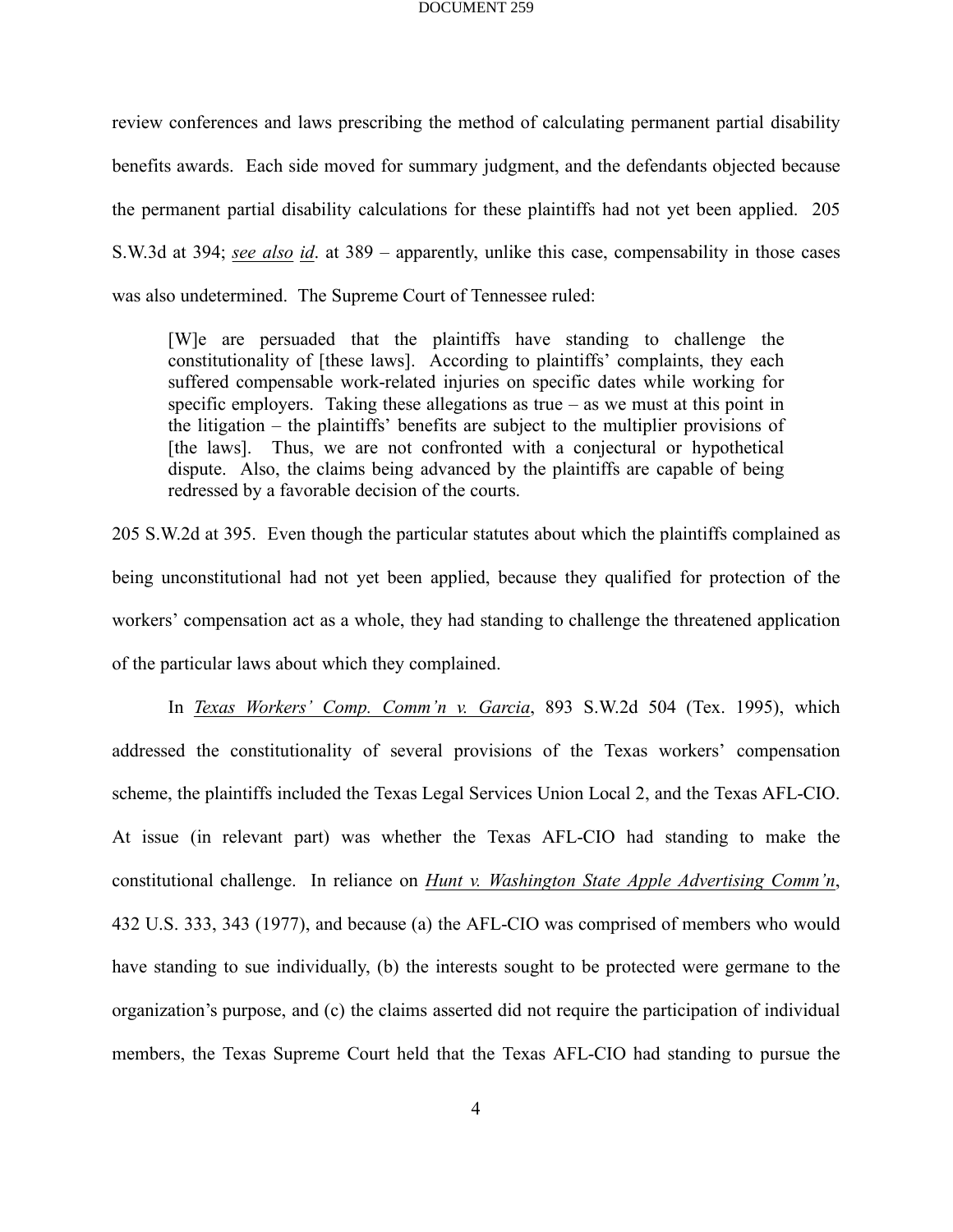review conferences and laws prescribing the method of calculating permanent partial disability benefits awards. Each side moved for summary judgment, and the defendants objected because the permanent partial disability calculations for these plaintiffs had not yet been applied. 205 S.W.3d at 394; _see also_ _id_. at 389 – apparently, unlike this case, compensability in those cases was also undetermined. The Supreme Court of Tennessee ruled:

> [W]e are persuaded that the plaintiffs have standing to challenge the constitutionality of [these laws]. According to plaintiffs' complaints, they each suffered compensable work-related injuries on specific dates while working for specific employers. Taking these allegations as true – as we must at this point in the litigation – the plaintiffs' benefits are subject to the multiplier provisions of [the laws]. Thus, we are not confronted with a conjectural or hypothetical dispute. Also, the claims being advanced by the plaintiffs are capable of being redressed by a favorable decision of the courts.

205 S.W.2d at 395. Even though the particular statutes about which the plaintiffs complained as being unconstitutional had not yet been applied, because they qualified for protection of the workers' compensation act as a whole, they had standing to challenge the threatened application of the particular laws about which they complained.

In _Texas Workers' Comp. Comm'n v. Garcia_, 893 S.W.2d 504 (Tex. 1995), which addressed the constitutionality of several provisions of the Texas workers' compensation scheme, the plaintiffs included the Texas Legal Services Union Local 2, and the Texas AFL-CIO. At issue (in relevant part) was whether the Texas AFL-CIO had standing to make the constitutional challenge. In reliance on _Hunt v. Washington State Apple Advertising Comm'n_, 432 U.S. 333, 343 (1977), and because (a) the AFL-CIO was comprised of members who would have standing to sue individually, (b) the interests sought to be protected were germane to the organization's purpose, and (c) the claims asserted did not require the participation of individual members, the Texas Supreme Court held that the Texas AFL-CIO had standing to pursue the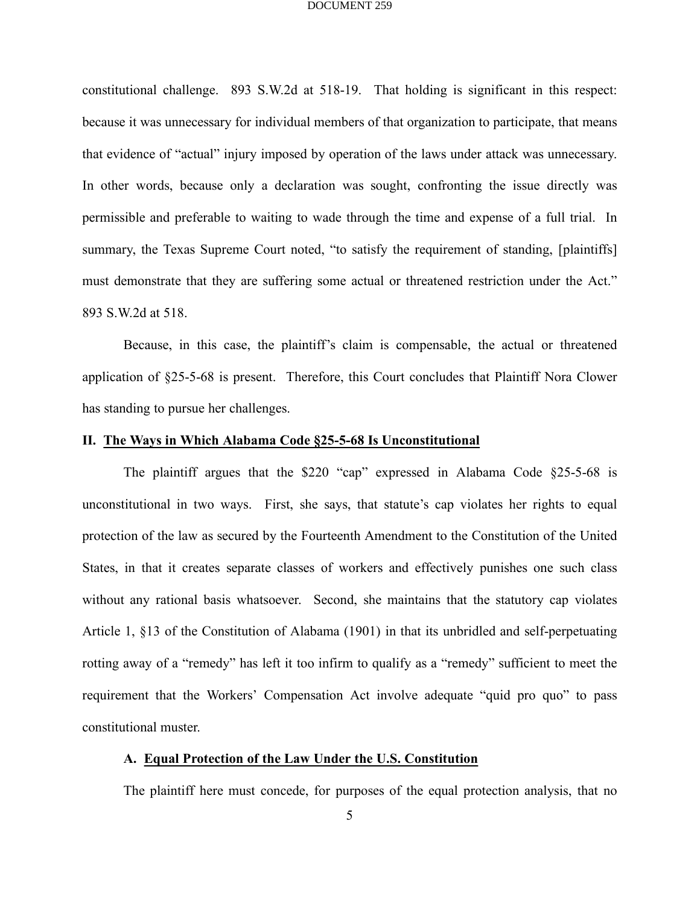constitutional challenge. 893 S.W.2d at 518-19. That holding is significant in this respect: because it was unnecessary for individual members of that organization to participate, that means that evidence of "actual" injury imposed by operation of the laws under attack was unnecessary. In other words, because only a declaration was sought, confronting the issue directly was permissible and preferable to waiting to wade through the time and expense of a full trial. In summary, the Texas Supreme Court noted, "to satisfy the requirement of standing, [plaintiffs] must demonstrate that they are suffering some actual or threatened restriction under the Act." 893 S.W.2d at 518.

Because, in this case, the plaintiff's claim is compensable, the actual or threatened application of §25-5-68 is present. Therefore, this Court concludes that Plaintiff Nora Clower has standing to pursue her challenges.

## II. <u>The Ways in Which Alabama Code §25-5-68 Is Unconstitutional</u>

The plaintiff argues that the $220 "cap" expressed in Alabama Code §25-5-68 is unconstitutional in two ways. First, she says, that statute's cap violates her rights to equal protection of the law as secured by the Fourteenth Amendment to the Constitution of the United States, in that it creates separate classes of workers and effectively punishes one such class without any rational basis whatsoever. Second, she maintains that the statutory cap violates Article 1, §13 of the Constitution of Alabama (1901) in that its unbridled and self-perpetuating rotting away of a "remedy" has left it too infirm to qualify as a "remedy" sufficient to meet the requirement that the Workers' Compensation Act involve adequate "quid pro quo" to pass constitutional muster.

### A. <u>Equal Protection of the Law Under the U.S. Constitution</u>

The plaintiff here must concede, for purposes of the equal protection analysis, that no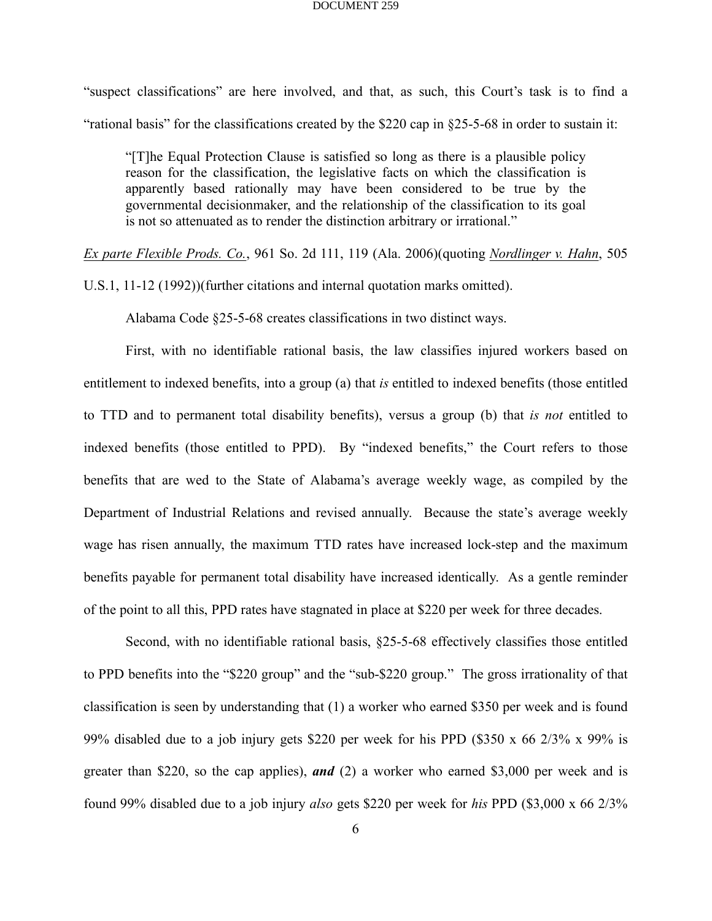"suspect classifications" are here involved, and that, as such, this Court's task is to find a "rational basis" for the classifications created by the $220 cap in §25-5-68 in order to sustain it:

> "[T]he Equal Protection Clause is satisfied so long as there is a plausible policy reason for the classification, the legislative facts on which the classification is apparently based rationally may have been considered to be true by the governmental decisionmaker, and the relationship of the classification to its goal is not so attenuated as to render the distinction arbitrary or irrational."

Ex parte Flexible Prods. Co., 961 So. 2d 111, 119 (Ala. 2006)(quoting Nordlinger v. Hahn, 505 U.S.1, 11-12 (1992))(further citations and internal quotation marks omitted).

Alabama Code §25-5-68 creates classifications in two distinct ways.

First, with no identifiable rational basis, the law classifies injured workers based on entitlement to indexed benefits, into a group (a) that *is* entitled to indexed benefits (those entitled to TTD and to permanent total disability benefits), versus a group (b) that *is not* entitled to indexed benefits (those entitled to PPD). By "indexed benefits," the Court refers to those benefits that are wed to the State of Alabama's average weekly wage, as compiled by the Department of Industrial Relations and revised annually. Because the state's average weekly wage has risen annually, the maximum TTD rates have increased lock-step and the maximum benefits payable for permanent total disability have increased identically. As a gentle reminder of the point to all this, PPD rates have stagnated in place at $220 per week for three decades.

Second, with no identifiable rational basis, §25-5-68 effectively classifies those entitled to PPD benefits into the "$220 group" and the "sub-$220 group." The gross irrationality of that classification is seen by understanding that (1) a worker who earned $350 per week and is found 99% disabled due to a job injury gets $220 per week for his PPD ($350 x 66 2/3% x 99% is greater than $220, so the cap applies), ***and*** (2) a worker who earned $3,000 per week and is found 99% disabled due to a job injury *also* gets $220 per week for *his* PPD ($3,000 x 66 2/3%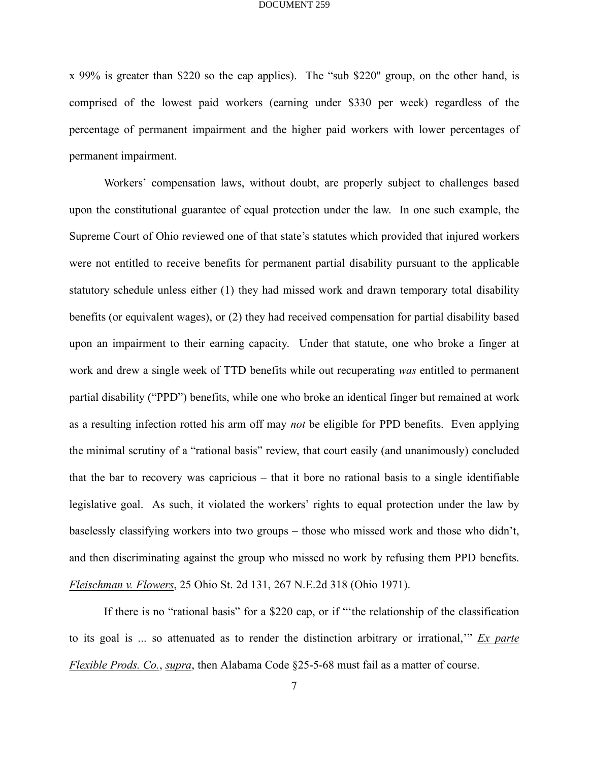x 99% is greater than $220 so the cap applies). The "sub $220" group, on the other hand, is comprised of the lowest paid workers (earning under $330 per week) regardless of the percentage of permanent impairment and the higher paid workers with lower percentages of permanent impairment.

Workers' compensation laws, without doubt, are properly subject to challenges based upon the constitutional guarantee of equal protection under the law. In one such example, the Supreme Court of Ohio reviewed one of that state's statutes which provided that injured workers were not entitled to receive benefits for permanent partial disability pursuant to the applicable statutory schedule unless either (1) they had missed work and drawn temporary total disability benefits (or equivalent wages), or (2) they had received compensation for partial disability based upon an impairment to their earning capacity. Under that statute, one who broke a finger at work and drew a single week of TTD benefits while out recuperating *was* entitled to permanent partial disability ("PPD") benefits, while one who broke an identical finger but remained at work as a resulting infection rotted his arm off may *not* be eligible for PPD benefits. Even applying the minimal scrutiny of a "rational basis" review, that court easily (and unanimously) concluded that the bar to recovery was capricious – that it bore no rational basis to a single identifiable legislative goal. As such, it violated the workers' rights to equal protection under the law by baselessly classifying workers into two groups – those who missed work and those who didn't, and then discriminating against the group who missed no work by refusing them PPD benefits. Fleischman v. Flowers, 25 Ohio St. 2d 131, 267 N.E.2d 318 (Ohio 1971).

If there is no "rational basis" for a $220 cap, or if "'the relationship of the classification to its goal is ... so attenuated as to render the distinction arbitrary or irrational,'" Ex parte Flexible Prods. Co., supra, then Alabama Code §25-5-68 must fail as a matter of course.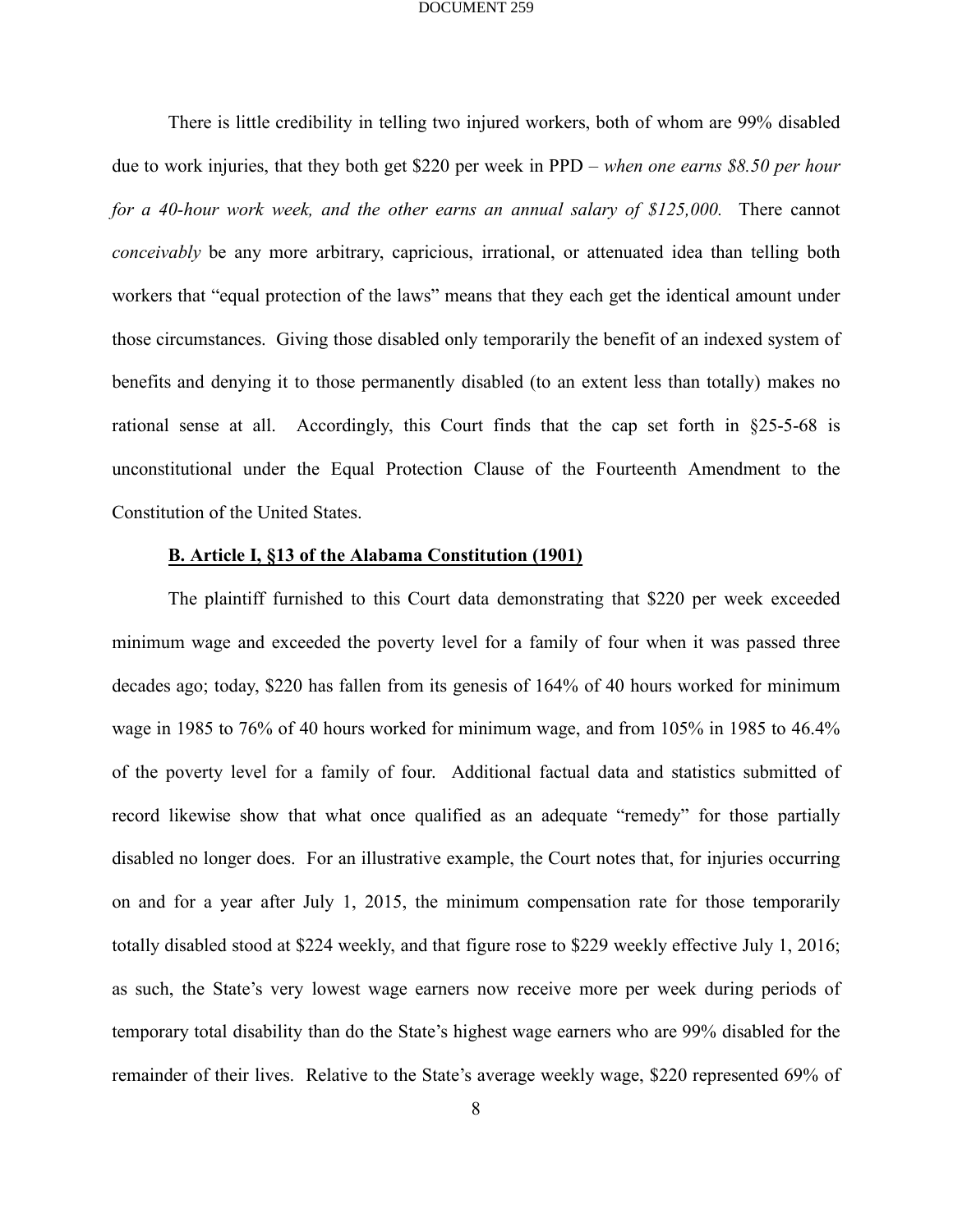There is little credibility in telling two injured workers, both of whom are 99% disabled due to work injuries, that they both get $220 per week in PPD – *when one earns $8.50 per hour for a 40-hour work week, and the other earns an annual salary of $125,000.* There cannot *conceivably* be any more arbitrary, capricious, irrational, or attenuated idea than telling both workers that "equal protection of the laws" means that they each get the identical amount under those circumstances. Giving those disabled only temporarily the benefit of an indexed system of benefits and denying it to those permanently disabled (to an extent less than totally) makes no rational sense at all. Accordingly, this Court finds that the cap set forth in §25-5-68 is unconstitutional under the Equal Protection Clause of the Fourteenth Amendment to the Constitution of the United States.

**B. Article I, §13 of the Alabama Constitution (1901)**

The plaintiff furnished to this Court data demonstrating that $220 per week exceeded minimum wage and exceeded the poverty level for a family of four when it was passed three decades ago; today, $220 has fallen from its genesis of 164% of 40 hours worked for minimum wage in 1985 to 76% of 40 hours worked for minimum wage, and from 105% in 1985 to 46.4% of the poverty level for a family of four. Additional factual data and statistics submitted of record likewise show that what once qualified as an adequate "remedy" for those partially disabled no longer does. For an illustrative example, the Court notes that, for injuries occurring on and for a year after July 1, 2015, the minimum compensation rate for those temporarily totally disabled stood at $224 weekly, and that figure rose to $229 weekly effective July 1, 2016; as such, the State's very lowest wage earners now receive more per week during periods of temporary total disability than do the State's highest wage earners who are 99% disabled for the remainder of their lives. Relative to the State's average weekly wage, $220 represented 69% of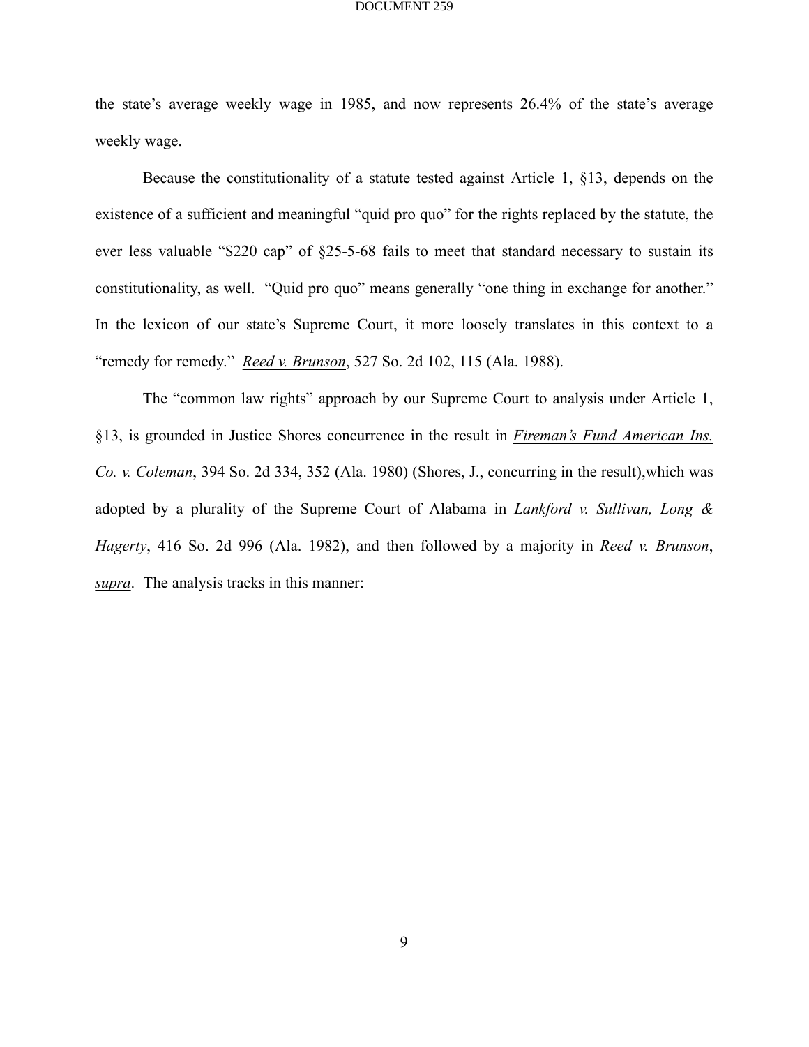the state's average weekly wage in 1985, and now represents 26.4% of the state's average weekly wage.

Because the constitutionality of a statute tested against Article 1, §13, depends on the existence of a sufficient and meaningful "quid pro quo" for the rights replaced by the statute, the ever less valuable "$220 cap" of §25-5-68 fails to meet that standard necessary to sustain its constitutionality, as well. "Quid pro quo" means generally "one thing in exchange for another." In the lexicon of our state's Supreme Court, it more loosely translates in this context to a "remedy for remedy." *Reed v. Brunson*, 527 So. 2d 102, 115 (Ala. 1988).

The "common law rights" approach by our Supreme Court to analysis under Article 1, §13, is grounded in Justice Shores concurrence in the result in *Fireman's Fund American Ins. Co. v. Coleman*, 394 So. 2d 334, 352 (Ala. 1980) (Shores, J., concurring in the result),which was adopted by a plurality of the Supreme Court of Alabama in *Lankford v. Sullivan, Long & Hagerty*, 416 So. 2d 996 (Ala. 1982), and then followed by a majority in *Reed v. Brunson*, *supra*. The analysis tracks in this manner: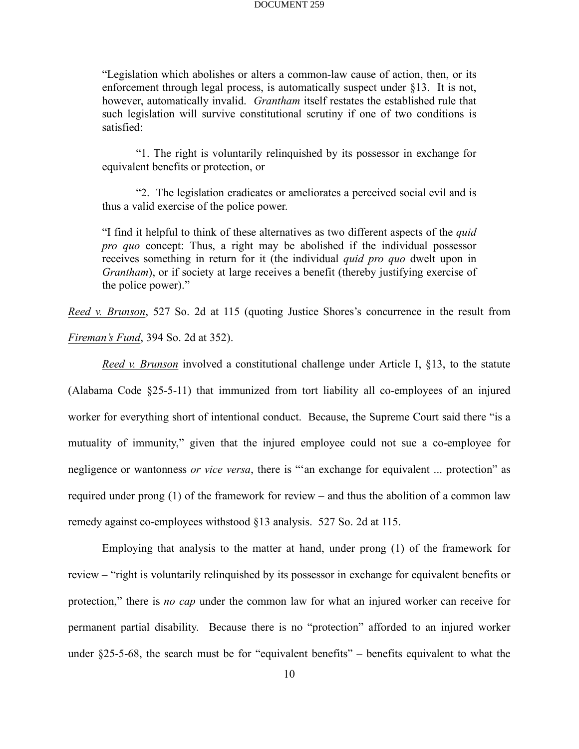"Legislation which abolishes or alters a common-law cause of action, then, or its enforcement through legal process, is automatically suspect under §13. It is not, however, automatically invalid. *Grantham* itself restates the established rule that such legislation will survive constitutional scrutiny if one of two conditions is satisfied:

"1. The right is voluntarily relinquished by its possessor in exchange for equivalent benefits or protection, or

"2. The legislation eradicates or ameliorates a perceived social evil and is thus a valid exercise of the police power.

"I find it helpful to think of these alternatives as two different aspects of the *quid pro quo* concept: Thus, a right may be abolished if the individual possessor receives something in return for it (the individual *quid pro quo* dwelt upon in *Grantham*), or if society at large receives a benefit (thereby justifying exercise of the police power)."

Reed v. Brunson, 527 So. 2d at 115 (quoting Justice Shores's concurrence in the result from Fireman's Fund, 394 So. 2d at 352).

Reed v. Brunson involved a constitutional challenge under Article I, §13, to the statute (Alabama Code §25-5-11) that immunized from tort liability all co-employees of an injured worker for everything short of intentional conduct. Because, the Supreme Court said there "is a mutuality of immunity," given that the injured employee could not sue a co-employee for negligence or wantonness *or vice versa*, there is "'an exchange for equivalent ... protection" as required under prong (1) of the framework for review – and thus the abolition of a common law remedy against co-employees withstood §13 analysis. 527 So. 2d at 115.

Employing that analysis to the matter at hand, under prong (1) of the framework for review – "right is voluntarily relinquished by its possessor in exchange for equivalent benefits or protection," there is *no cap* under the common law for what an injured worker can receive for permanent partial disability. Because there is no "protection" afforded to an injured worker under §25-5-68, the search must be for "equivalent benefits" – benefits equivalent to what the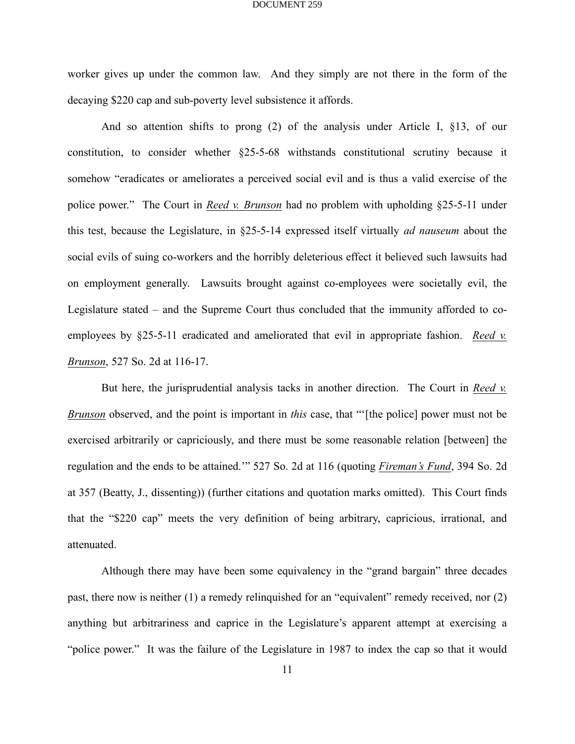worker gives up under the common law. And they simply are not there in the form of the decaying $220 cap and sub-poverty level subsistence it affords.

And so attention shifts to prong (2) of the analysis under Article I, §13, of our constitution, to consider whether §25-5-68 withstands constitutional scrutiny because it somehow "eradicates or ameliorates a perceived social evil and is thus a valid exercise of the police power." The Court in *Reed v. Brunson* had no problem with upholding §25-5-11 under this test, because the Legislature, in §25-5-14 expressed itself virtually *ad nauseum* about the social evils of suing co-workers and the horribly deleterious effect it believed such lawsuits had on employment generally. Lawsuits brought against co-employees were societally evil, the Legislature stated – and the Supreme Court thus concluded that the immunity afforded to co-employees by §25-5-11 eradicated and ameliorated that evil in appropriate fashion. *Reed v. Brunson*, 527 So. 2d at 116-17.

But here, the jurisprudential analysis tacks in another direction. The Court in *Reed v. Brunson* observed, and the point is important in *this* case, that "'[the police] power must not be exercised arbitrarily or capriciously, and there must be some reasonable relation [between] the regulation and the ends to be attained.'" 527 So. 2d at 116 (quoting *Fireman's Fund*, 394 So. 2d at 357 (Beatty, J., dissenting)) (further citations and quotation marks omitted). This Court finds that the "$220 cap" meets the very definition of being arbitrary, capricious, irrational, and attenuated.

Although there may have been some equivalency in the "grand bargain" three decades past, there now is neither (1) a remedy relinquished for an "equivalent" remedy received, nor (2) anything but arbitrariness and caprice in the Legislature's apparent attempt at exercising a "police power." It was the failure of the Legislature in 1987 to index the cap so that it would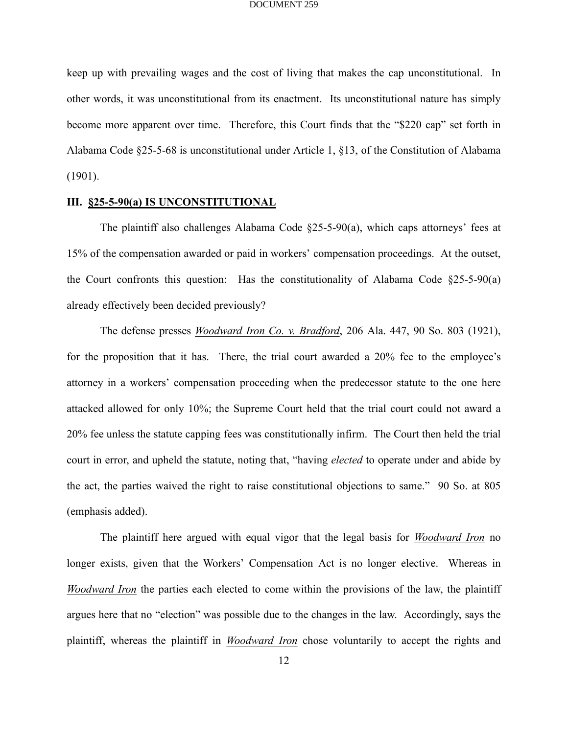keep up with prevailing wages and the cost of living that makes the cap unconstitutional. In other words, it was unconstitutional from its enactment. Its unconstitutional nature has simply become more apparent over time. Therefore, this Court finds that the "$220 cap" set forth in Alabama Code §25-5-68 is unconstitutional under Article 1, §13, of the Constitution of Alabama (1901).

### III. §25-5-90(a) IS UNCONSTITUTIONAL

The plaintiff also challenges Alabama Code §25-5-90(a), which caps attorneys' fees at 15% of the compensation awarded or paid in workers' compensation proceedings. At the outset, the Court confronts this question: Has the constitutionality of Alabama Code §25-5-90(a) already effectively been decided previously?

The defense presses *Woodward Iron Co. v. Bradford*, 206 Ala. 447, 90 So. 803 (1921), for the proposition that it has. There, the trial court awarded a 20% fee to the employee's attorney in a workers' compensation proceeding when the predecessor statute to the one here attacked allowed for only 10%; the Supreme Court held that the trial court could not award a 20% fee unless the statute capping fees was constitutionally infirm. The Court then held the trial court in error, and upheld the statute, noting that, "having *elected* to operate under and abide by the act, the parties waived the right to raise constitutional objections to same." 90 So. at 805 (emphasis added).

The plaintiff here argued with equal vigor that the legal basis for *Woodward Iron* no longer exists, given that the Workers' Compensation Act is no longer elective. Whereas in *Woodward Iron* the parties each elected to come within the provisions of the law, the plaintiff argues here that no "election" was possible due to the changes in the law. Accordingly, says the plaintiff, whereas the plaintiff in *Woodward Iron* chose voluntarily to accept the rights and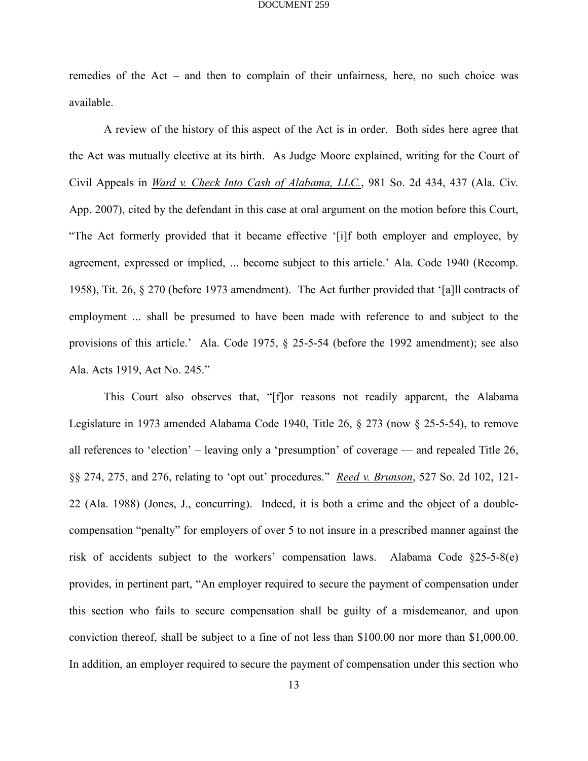remedies of the Act – and then to complain of their unfairness, here, no such choice was available.

A review of the history of this aspect of the Act is in order. Both sides here agree that the Act was mutually elective at its birth. As Judge Moore explained, writing for the Court of Civil Appeals in *Ward v. Check Into Cash of Alabama, LLC.*, 981 So. 2d 434, 437 (Ala. Civ. App. 2007), cited by the defendant in this case at oral argument on the motion before this Court, "The Act formerly provided that it became effective '[i]f both employer and employee, by agreement, expressed or implied, ... become subject to this article.' Ala. Code 1940 (Recomp. 1958), Tit. 26, § 270 (before 1973 amendment). The Act further provided that '[a]ll contracts of employment ... shall be presumed to have been made with reference to and subject to the provisions of this article.' Ala. Code 1975, § 25-5-54 (before the 1992 amendment); see also Ala. Acts 1919, Act No. 245."

This Court also observes that, "[f]or reasons not readily apparent, the Alabama Legislature in 1973 amended Alabama Code 1940, Title 26, § 273 (now § 25-5-54), to remove all references to 'election' – leaving only a 'presumption' of coverage — and repealed Title 26, §§ 274, 275, and 276, relating to 'opt out' procedures." *Reed v. Brunson*, 527 So. 2d 102, 121-22 (Ala. 1988) (Jones, J., concurring). Indeed, it is both a crime and the object of a double-compensation "penalty" for employers of over 5 to not insure in a prescribed manner against the risk of accidents subject to the workers' compensation laws. Alabama Code §25-5-8(e) provides, in pertinent part, "An employer required to secure the payment of compensation under this section who fails to secure compensation shall be guilty of a misdemeanor, and upon conviction thereof, shall be subject to a fine of not less than $100.00 nor more than $1,000.00. In addition, an employer required to secure the payment of compensation under this section who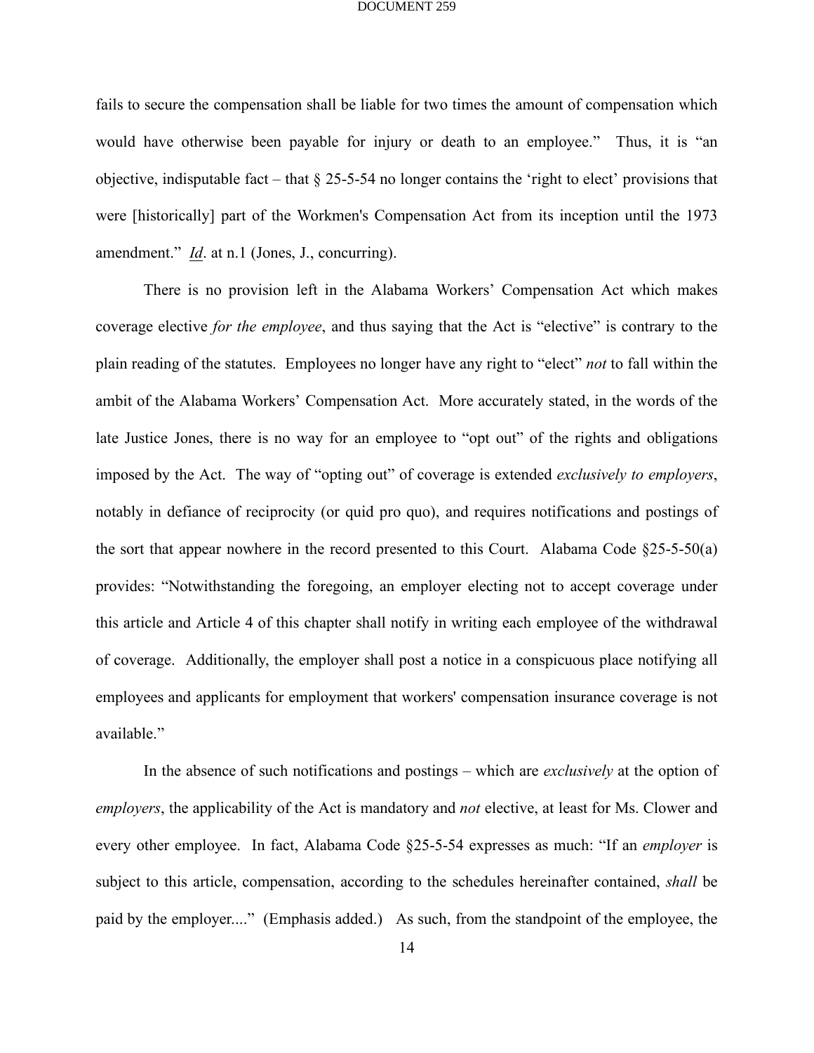fails to secure the compensation shall be liable for two times the amount of compensation which would have otherwise been payable for injury or death to an employee." Thus, it is "an objective, indisputable fact – that § 25-5-54 no longer contains the 'right to elect' provisions that were [historically] part of the Workmen's Compensation Act from its inception until the 1973 amendment." *Id*. at n.1 (Jones, J., concurring).

There is no provision left in the Alabama Workers' Compensation Act which makes coverage elective *for the employee*, and thus saying that the Act is "elective" is contrary to the plain reading of the statutes. Employees no longer have any right to "elect" *not* to fall within the ambit of the Alabama Workers' Compensation Act. More accurately stated, in the words of the late Justice Jones, there is no way for an employee to "opt out" of the rights and obligations imposed by the Act. The way of "opting out" of coverage is extended *exclusively to employers*, notably in defiance of reciprocity (or quid pro quo), and requires notifications and postings of the sort that appear nowhere in the record presented to this Court. Alabama Code §25-5-50(a) provides: "Notwithstanding the foregoing, an employer electing not to accept coverage under this article and Article 4 of this chapter shall notify in writing each employee of the withdrawal of coverage. Additionally, the employer shall post a notice in a conspicuous place notifying all employees and applicants for employment that workers' compensation insurance coverage is not available."

In the absence of such notifications and postings – which are *exclusively* at the option of *employers*, the applicability of the Act is mandatory and *not* elective, at least for Ms. Clower and every other employee. In fact, Alabama Code §25-5-54 expresses as much: "If an *employer* is subject to this article, compensation, according to the schedules hereinafter contained, *shall* be paid by the employer...." (Emphasis added.) As such, from the standpoint of the employee, the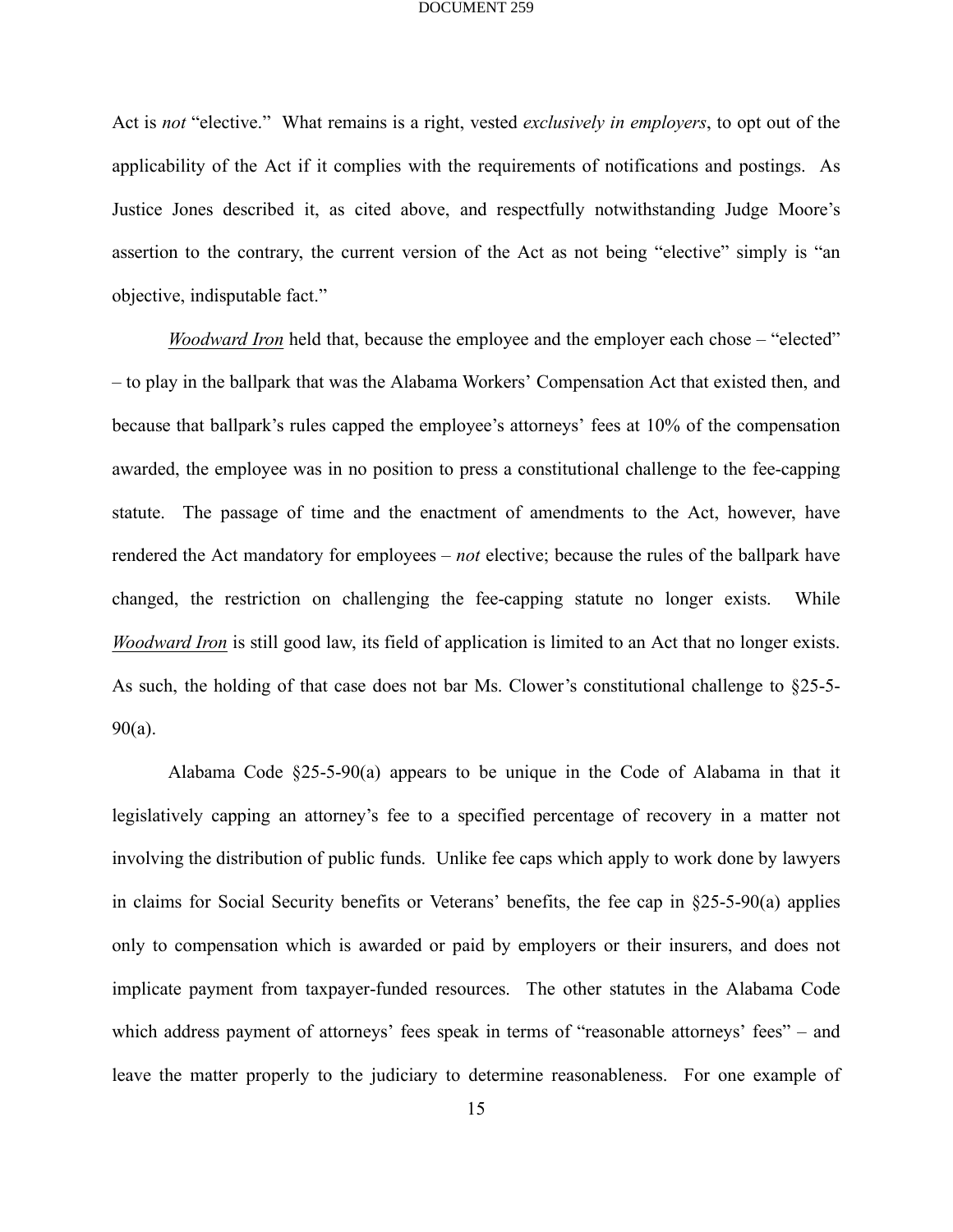Act is *not* "elective." What remains is a right, vested *exclusively in employers*, to opt out of the applicability of the Act if it complies with the requirements of notifications and postings. As Justice Jones described it, as cited above, and respectfully notwithstanding Judge Moore's assertion to the contrary, the current version of the Act as not being "elective" simply is "an objective, indisputable fact."

*Woodward Iron* held that, because the employee and the employer each chose – "elected" – to play in the ballpark that was the Alabama Workers' Compensation Act that existed then, and because that ballpark's rules capped the employee's attorneys' fees at 10% of the compensation awarded, the employee was in no position to press a constitutional challenge to the fee-capping statute. The passage of time and the enactment of amendments to the Act, however, have rendered the Act mandatory for employees – *not* elective; because the rules of the ballpark have changed, the restriction on challenging the fee-capping statute no longer exists. While *Woodward Iron* is still good law, its field of application is limited to an Act that no longer exists. As such, the holding of that case does not bar Ms. Clower's constitutional challenge to §25-5-90(a).

Alabama Code §25-5-90(a) appears to be unique in the Code of Alabama in that it legislatively capping an attorney's fee to a specified percentage of recovery in a matter not involving the distribution of public funds. Unlike fee caps which apply to work done by lawyers in claims for Social Security benefits or Veterans' benefits, the fee cap in §25-5-90(a) applies only to compensation which is awarded or paid by employers or their insurers, and does not implicate payment from taxpayer-funded resources. The other statutes in the Alabama Code which address payment of attorneys' fees speak in terms of "reasonable attorneys' fees" – and leave the matter properly to the judiciary to determine reasonableness. For one example of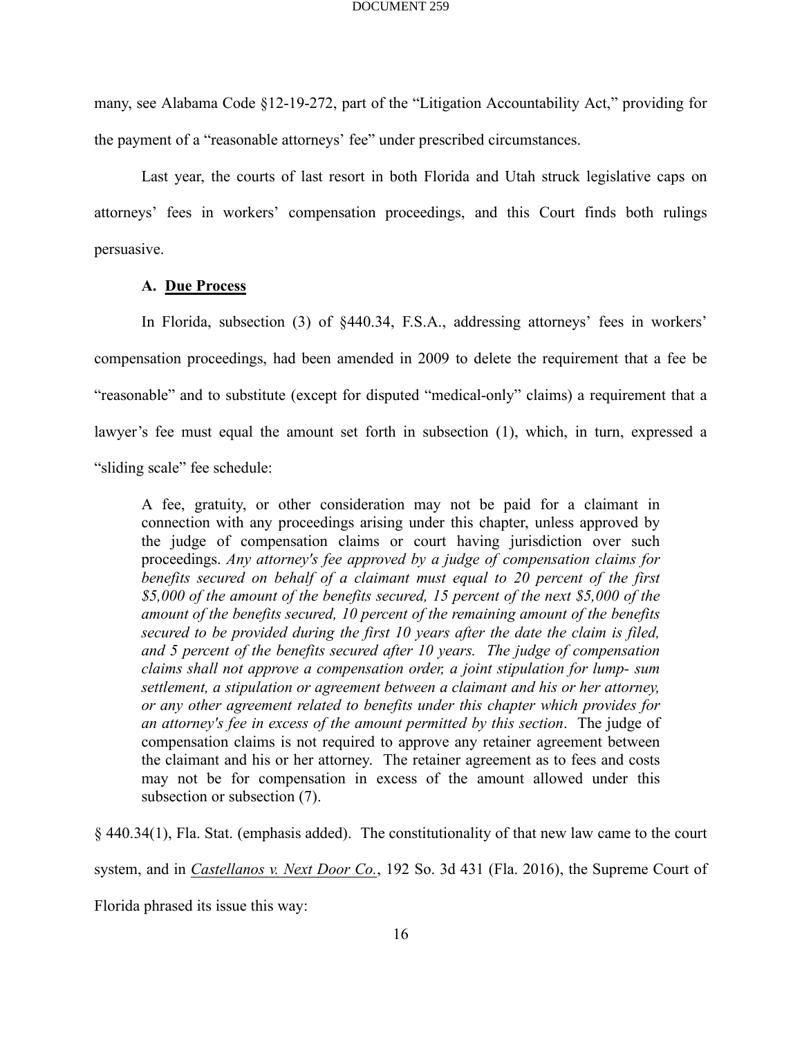many, see Alabama Code §12-19-272, part of the "Litigation Accountability Act," providing for the payment of a "reasonable attorneys' fee" under prescribed circumstances.

Last year, the courts of last resort in both Florida and Utah struck legislative caps on attorneys' fees in workers' compensation proceedings, and this Court finds both rulings persuasive.

### A. <u>Due Process</u>

In Florida, subsection (3) of §440.34, F.S.A., addressing attorneys' fees in workers' compensation proceedings, had been amended in 2009 to delete the requirement that a fee be "reasonable" and to substitute (except for disputed "medical-only" claims) a requirement that a lawyer's fee must equal the amount set forth in subsection (1), which, in turn, expressed a "sliding scale" fee schedule:

> A fee, gratuity, or other consideration may not be paid for a claimant in connection with any proceedings arising under this chapter, unless approved by the judge of compensation claims or court having jurisdiction over such proceedings. *Any attorney's fee approved by a judge of compensation claims for benefits secured on behalf of a claimant must equal to 20 percent of the first $5,000 of the amount of the benefits secured, 15 percent of the next $5,000 of the amount of the benefits secured, 10 percent of the remaining amount of the benefits secured to be provided during the first 10 years after the date the claim is filed, and 5 percent of the benefits secured after 10 years. The judge of compensation claims shall not approve a compensation order, a joint stipulation for lump- sum settlement, a stipulation or agreement between a claimant and his or her attorney, or any other agreement related to benefits under this chapter which provides for an attorney's fee in excess of the amount permitted by this section*. The judge of compensation claims is not required to approve any retainer agreement between the claimant and his or her attorney. The retainer agreement as to fees and costs may not be for compensation in excess of the amount allowed under this subsection or subsection (7).

§ 440.34(1), Fla. Stat. (emphasis added). The constitutionality of that new law came to the court system, and in *<u>Castellanos v. Next Door Co.</u>*, 192 So. 3d 431 (Fla. 2016), the Supreme Court of Florida phrased its issue this way: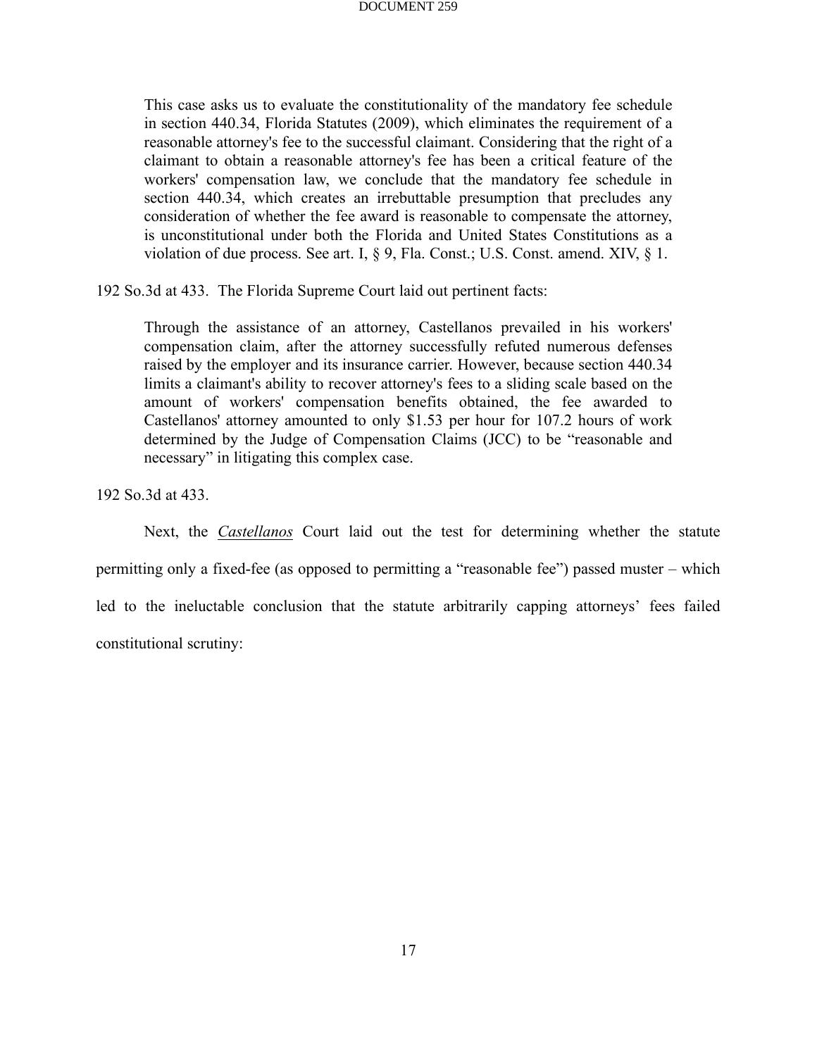> This case asks us to evaluate the constitutionality of the mandatory fee schedule in section 440.34, Florida Statutes (2009), which eliminates the requirement of a reasonable attorney's fee to the successful claimant. Considering that the right of a claimant to obtain a reasonable attorney's fee has been a critical feature of the workers' compensation law, we conclude that the mandatory fee schedule in section 440.34, which creates an irrebuttable presumption that precludes any consideration of whether the fee award is reasonable to compensate the attorney, is unconstitutional under both the Florida and United States Constitutions as a violation of due process. See art. I, § 9, Fla. Const.; U.S. Const. amend. XIV, § 1.

192 So.3d at 433. The Florida Supreme Court laid out pertinent facts:

> Through the assistance of an attorney, Castellanos prevailed in his workers' compensation claim, after the attorney successfully refuted numerous defenses raised by the employer and its insurance carrier. However, because section 440.34 limits a claimant's ability to recover attorney's fees to a sliding scale based on the amount of workers' compensation benefits obtained, the fee awarded to Castellanos' attorney amounted to only $1.53 per hour for 107.2 hours of work determined by the Judge of Compensation Claims (JCC) to be "reasonable and necessary" in litigating this complex case.

192 So.3d at 433.

Next, the *Castellanos* Court laid out the test for determining whether the statute permitting only a fixed-fee (as opposed to permitting a "reasonable fee") passed muster – which led to the ineluctable conclusion that the statute arbitrarily capping attorneys' fees failed constitutional scrutiny: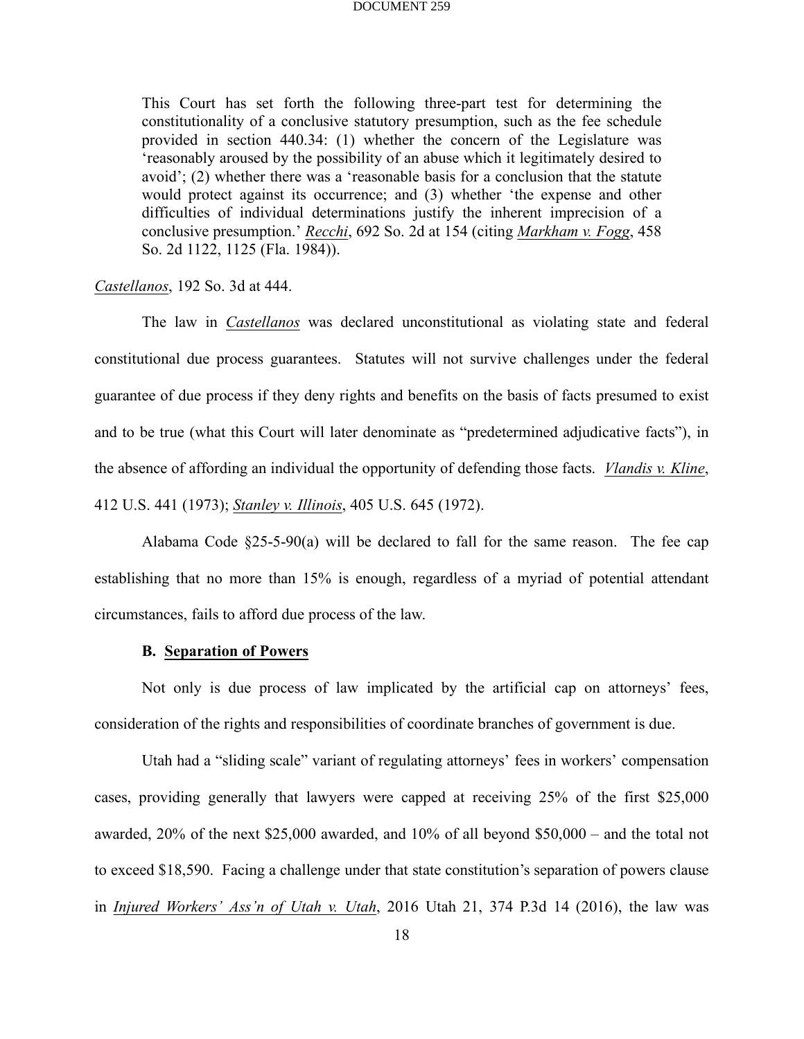> This Court has set forth the following three-part test for determining the constitutionality of a conclusive statutory presumption, such as the fee schedule provided in section 440.34: (1) whether the concern of the Legislature was 'reasonably aroused by the possibility of an abuse which it legitimately desired to avoid'; (2) whether there was a 'reasonable basis for a conclusion that the statute would protect against its occurrence; and (3) whether 'the expense and other difficulties of individual determinations justify the inherent imprecision of a conclusive presumption.' *Recchi*, 692 So. 2d at 154 (citing *Markham v. Fogg*, 458 So. 2d 1122, 1125 (Fla. 1984)).

*Castellanos*, 192 So. 3d at 444.

The law in *Castellanos* was declared unconstitutional as violating state and federal constitutional due process guarantees. Statutes will not survive challenges under the federal guarantee of due process if they deny rights and benefits on the basis of facts presumed to exist and to be true (what this Court will later denominate as "predetermined adjudicative facts"), in the absence of affording an individual the opportunity of defending those facts. *Vlandis v. Kline*, 412 U.S. 441 (1973); *Stanley v. Illinois*, 405 U.S. 645 (1972).

Alabama Code §25-5-90(a) will be declared to fall for the same reason. The fee cap establishing that no more than 15% is enough, regardless of a myriad of potential attendant circumstances, fails to afford due process of the law.

### B. Separation of Powers

Not only is due process of law implicated by the artificial cap on attorneys' fees, consideration of the rights and responsibilities of coordinate branches of government is due.

Utah had a "sliding scale" variant of regulating attorneys' fees in workers' compensation cases, providing generally that lawyers were capped at receiving 25% of the first $25,000 awarded, 20% of the next $25,000 awarded, and 10% of all beyond $50,000 – and the total not to exceed $18,590. Facing a challenge under that state constitution's separation of powers clause in *Injured Workers' Ass'n of Utah v. Utah*, 2016 Utah 21, 374 P.3d 14 (2016), the law was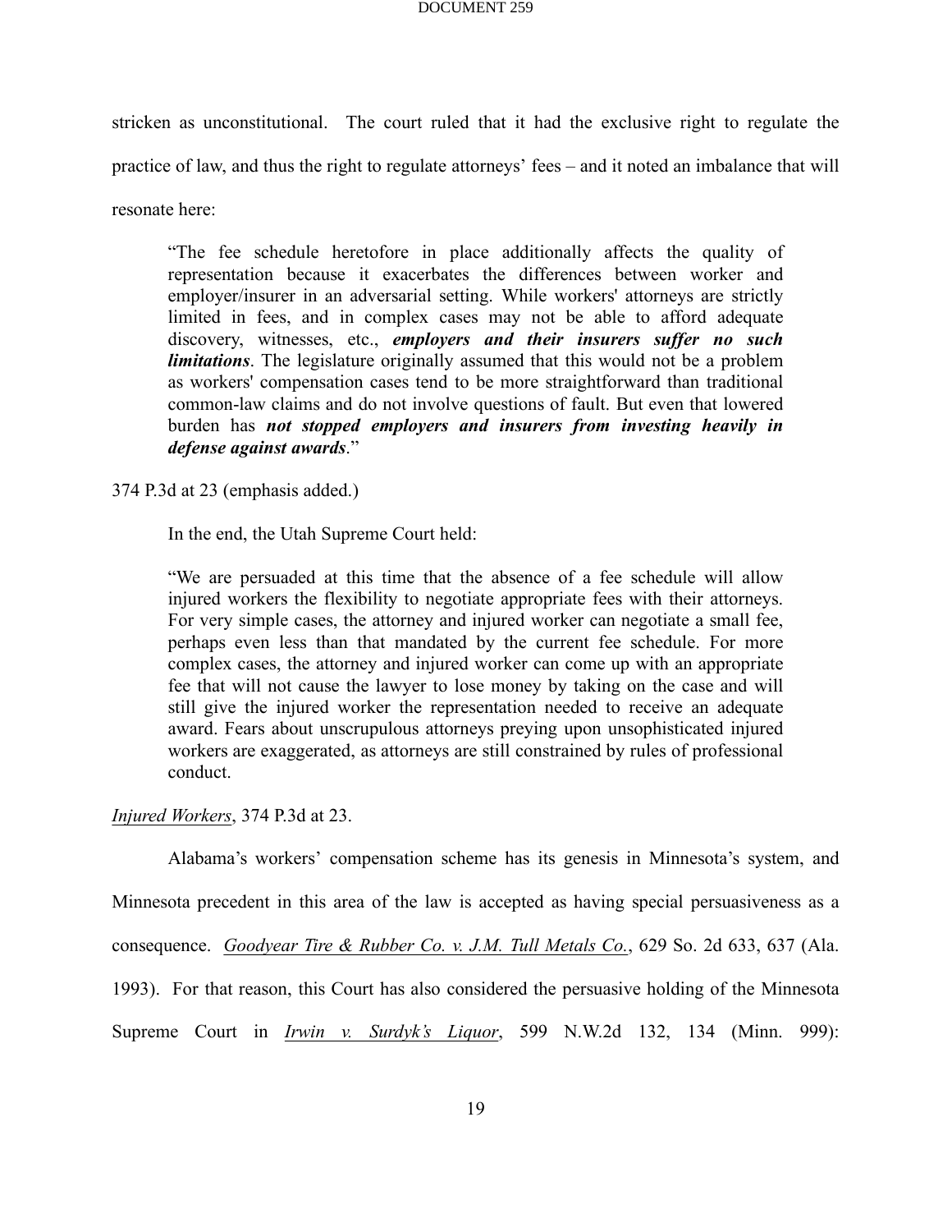stricken as unconstitutional. The court ruled that it had the exclusive right to regulate the practice of law, and thus the right to regulate attorneys' fees – and it noted an imbalance that will resonate here:

> "The fee schedule heretofore in place additionally affects the quality of representation because it exacerbates the differences between worker and employer/insurer in an adversarial setting. While workers' attorneys are strictly limited in fees, and in complex cases may not be able to afford adequate discovery, witnesses, etc., ***employers and their insurers suffer no such limitations***. The legislature originally assumed that this would not be a problem as workers' compensation cases tend to be more straightforward than traditional common-law claims and do not involve questions of fault. But even that lowered burden has ***not stopped employers and insurers from investing heavily in defense against awards***."

374 P.3d at 23 (emphasis added.)

In the end, the Utah Supreme Court held:

> "We are persuaded at this time that the absence of a fee schedule will allow injured workers the flexibility to negotiate appropriate fees with their attorneys. For very simple cases, the attorney and injured worker can negotiate a small fee, perhaps even less than that mandated by the current fee schedule. For more complex cases, the attorney and injured worker can come up with an appropriate fee that will not cause the lawyer to lose money by taking on the case and will still give the injured worker the representation needed to receive an adequate award. Fears about unscrupulous attorneys preying upon unsophisticated injured workers are exaggerated, as attorneys are still constrained by rules of professional conduct.

*Injured Workers*, 374 P.3d at 23.

Alabama's workers' compensation scheme has its genesis in Minnesota's system, and Minnesota precedent in this area of the law is accepted as having special persuasiveness as a consequence. *Goodyear Tire & Rubber Co. v. J.M. Tull Metals Co.*, 629 So. 2d 633, 637 (Ala. 1993). For that reason, this Court has also considered the persuasive holding of the Minnesota Supreme Court in *Irwin v. Surdyk's Liquor*, 599 N.W.2d 132, 134 (Minn. 999):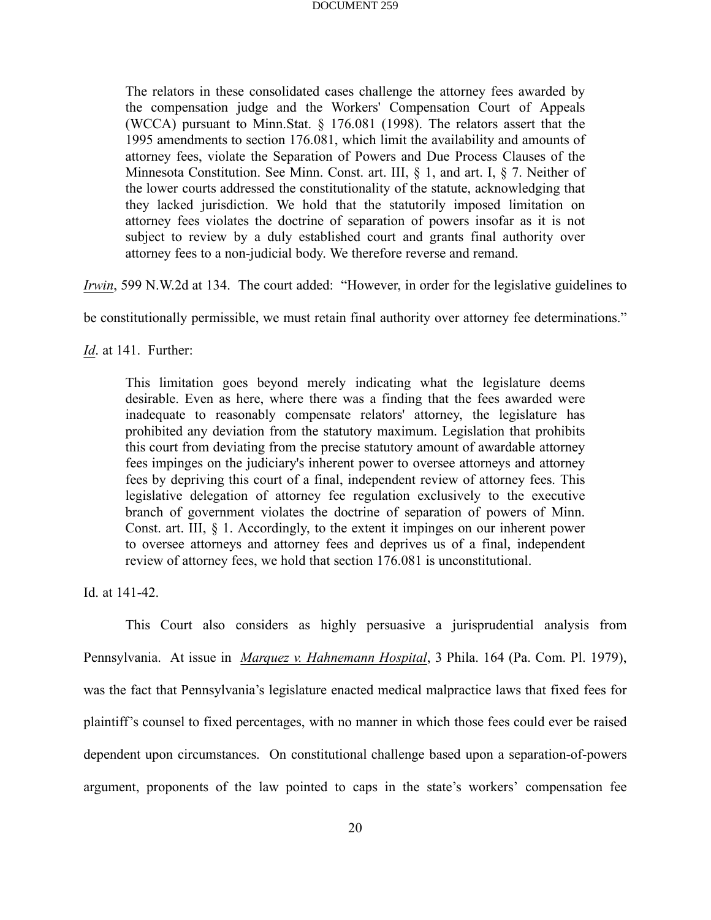> The relators in these consolidated cases challenge the attorney fees awarded by the compensation judge and the Workers' Compensation Court of Appeals (WCCA) pursuant to Minn.Stat. § 176.081 (1998). The relators assert that the 1995 amendments to section 176.081, which limit the availability and amounts of attorney fees, violate the Separation of Powers and Due Process Clauses of the Minnesota Constitution. See Minn. Const. art. III, § 1, and art. I, § 7. Neither of the lower courts addressed the constitutionality of the statute, acknowledging that they lacked jurisdiction. We hold that the statutorily imposed limitation on attorney fees violates the doctrine of separation of powers insofar as it is not subject to review by a duly established court and grants final authority over attorney fees to a non-judicial body. We therefore reverse and remand.

*Irwin*, 599 N.W.2d at 134. The court added: "However, in order for the legislative guidelines to be constitutionally permissible, we must retain final authority over attorney fee determinations." *Id*. at 141. Further:

> This limitation goes beyond merely indicating what the legislature deems desirable. Even as here, where there was a finding that the fees awarded were inadequate to reasonably compensate relators' attorney, the legislature has prohibited any deviation from the statutory maximum. Legislation that prohibits this court from deviating from the precise statutory amount of awardable attorney fees impinges on the judiciary's inherent power to oversee attorneys and attorney fees by depriving this court of a final, independent review of attorney fees. This legislative delegation of attorney fee regulation exclusively to the executive branch of government violates the doctrine of separation of powers of Minn. Const. art. III, § 1. Accordingly, to the extent it impinges on our inherent power to oversee attorneys and attorney fees and deprives us of a final, independent review of attorney fees, we hold that section 176.081 is unconstitutional.

Id. at 141-42.

This Court also considers as highly persuasive a jurisprudential analysis from Pennsylvania. At issue in *Marquez v. Hahnemann Hospital*, 3 Phila. 164 (Pa. Com. Pl. 1979), was the fact that Pennsylvania's legislature enacted medical malpractice laws that fixed fees for plaintiff's counsel to fixed percentages, with no manner in which those fees could ever be raised dependent upon circumstances. On constitutional challenge based upon a separation-of-powers argument, proponents of the law pointed to caps in the state's workers' compensation fee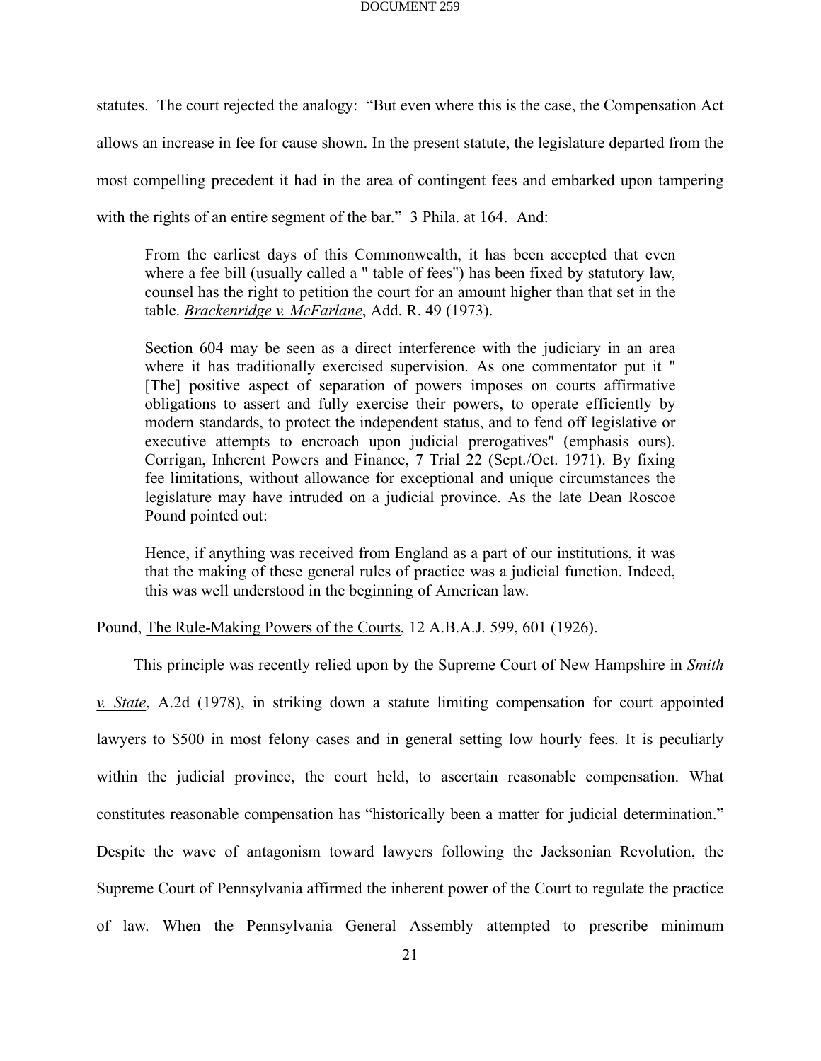statutes. The court rejected the analogy: "But even where this is the case, the Compensation Act allows an increase in fee for cause shown. In the present statute, the legislature departed from the most compelling precedent it had in the area of contingent fees and embarked upon tampering with the rights of an entire segment of the bar." 3 Phila. at 164. And:

> From the earliest days of this Commonwealth, it has been accepted that even where a fee bill (usually called a " table of fees") has been fixed by statutory law, counsel has the right to petition the court for an amount higher than that set in the table. *Brackenridge v. McFarlane*, Add. R. 49 (1973).
>
> Section 604 may be seen as a direct interference with the judiciary in an area where it has traditionally exercised supervision. As one commentator put it " [The] positive aspect of separation of powers imposes on courts affirmative obligations to assert and fully exercise their powers, to operate efficiently by modern standards, to protect the independent status, and to fend off legislative or executive attempts to encroach upon judicial prerogatives" (emphasis ours). Corrigan, Inherent Powers and Finance, 7 Trial 22 (Sept./Oct. 1971). By fixing fee limitations, without allowance for exceptional and unique circumstances the legislature may have intruded on a judicial province. As the late Dean Roscoe Pound pointed out:
>
> Hence, if anything was received from England as a part of our institutions, it was that the making of these general rules of practice was a judicial function. Indeed, this was well understood in the beginning of American law.

Pound, The Rule-Making Powers of the Courts, 12 A.B.A.J. 599, 601 (1926).

This principle was recently relied upon by the Supreme Court of New Hampshire in *Smith v. State*, A.2d (1978), in striking down a statute limiting compensation for court appointed lawyers to $500 in most felony cases and in general setting low hourly fees. It is peculiarly within the judicial province, the court held, to ascertain reasonable compensation. What constitutes reasonable compensation has "historically been a matter for judicial determination." Despite the wave of antagonism toward lawyers following the Jacksonian Revolution, the Supreme Court of Pennsylvania affirmed the inherent power of the Court to regulate the practice of law. When the Pennsylvania General Assembly attempted to prescribe minimum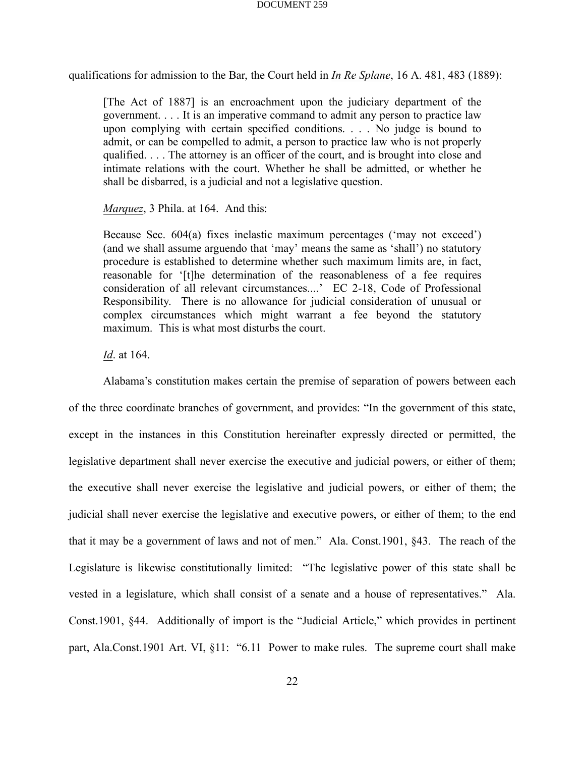qualifications for admission to the Bar, the Court held in *In Re Splane*, 16 A. 481, 483 (1889):

> [The Act of 1887] is an encroachment upon the judiciary department of the government. . . . It is an imperative command to admit any person to practice law upon complying with certain specified conditions. . . . No judge is bound to admit, or can be compelled to admit, a person to practice law who is not properly qualified. . . . The attorney is an officer of the court, and is brought into close and intimate relations with the court. Whether he shall be admitted, or whether he shall be disbarred, is a judicial and not a legislative question.
>
> *Marquez*, 3 Phila. at 164. And this:
>
> Because Sec. 604(a) fixes inelastic maximum percentages ('may not exceed') (and we shall assume arguendo that 'may' means the same as 'shall') no statutory procedure is established to determine whether such maximum limits are, in fact, reasonable for '[t]he determination of the reasonableness of a fee requires consideration of all relevant circumstances....' EC 2-18, Code of Professional Responsibility. There is no allowance for judicial consideration of unusual or complex circumstances which might warrant a fee beyond the statutory maximum. This is what most disturbs the court.
>
> *Id*. at 164.

Alabama's constitution makes certain the premise of separation of powers between each of the three coordinate branches of government, and provides: "In the government of this state, except in the instances in this Constitution hereinafter expressly directed or permitted, the legislative department shall never exercise the executive and judicial powers, or either of them; the executive shall never exercise the legislative and judicial powers, or either of them; the judicial shall never exercise the legislative and executive powers, or either of them; to the end that it may be a government of laws and not of men." Ala. Const.1901, §43. The reach of the Legislature is likewise constitutionally limited: "The legislative power of this state shall be vested in a legislature, which shall consist of a senate and a house of representatives." Ala. Const.1901, §44. Additionally of import is the "Judicial Article," which provides in pertinent part, Ala.Const.1901 Art. VI, §11: "6.11 Power to make rules. The supreme court shall make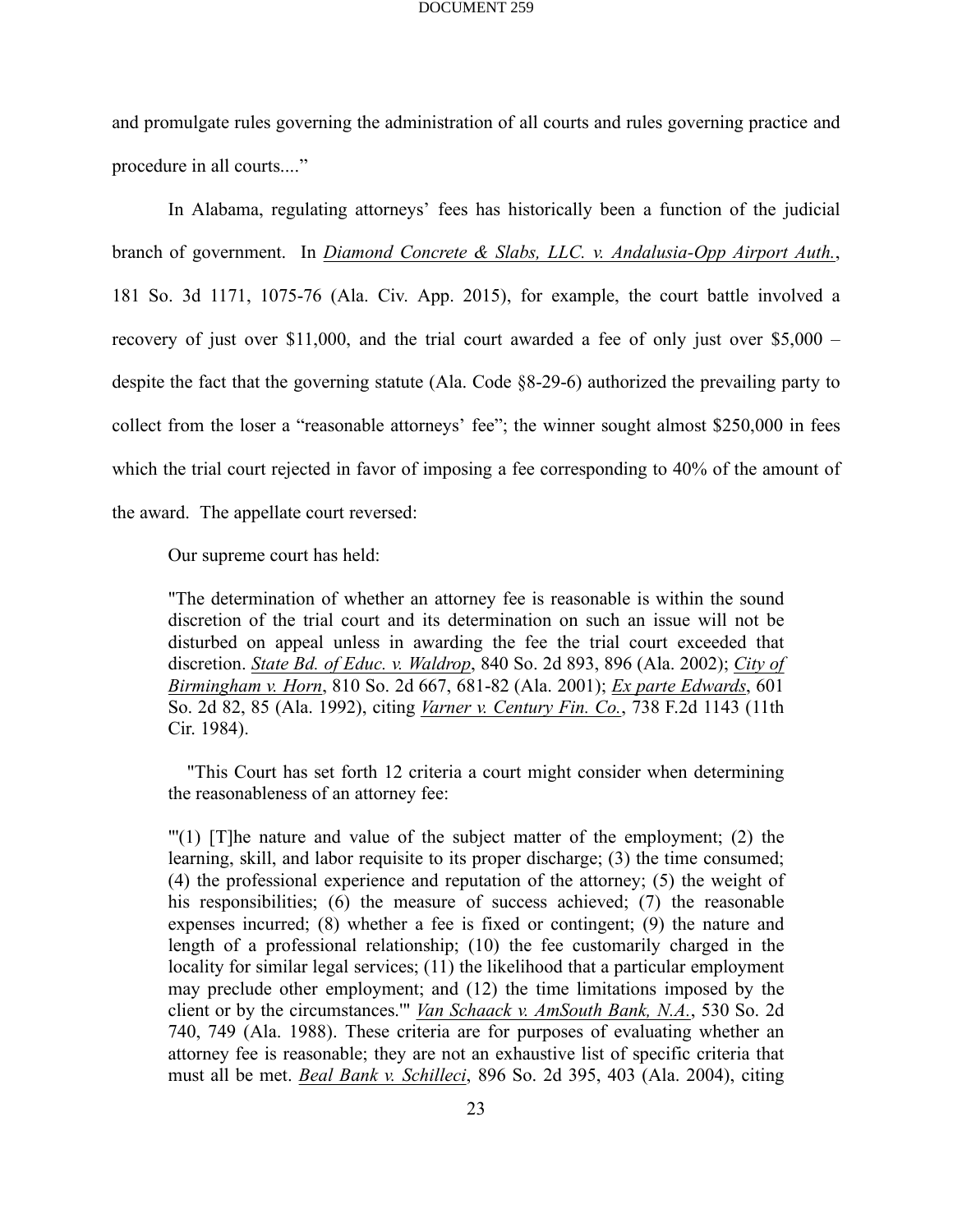and promulgate rules governing the administration of all courts and rules governing practice and procedure in all courts...."

In Alabama, regulating attorneys' fees has historically been a function of the judicial branch of government. In *Diamond Concrete & Slabs, LLC. v. Andalusia-Opp Airport Auth.*, 181 So. 3d 1171, 1075-76 (Ala. Civ. App. 2015), for example, the court battle involved a recovery of just over $11,000, and the trial court awarded a fee of only just over $5,000 – despite the fact that the governing statute (Ala. Code §8-29-6) authorized the prevailing party to collect from the loser a "reasonable attorneys' fee"; the winner sought almost $250,000 in fees which the trial court rejected in favor of imposing a fee corresponding to 40% of the amount of the award. The appellate court reversed:

> Our supreme court has held:
>
> "The determination of whether an attorney fee is reasonable is within the sound discretion of the trial court and its determination on such an issue will not be disturbed on appeal unless in awarding the fee the trial court exceeded that discretion. *State Bd. of Educ. v. Waldrop*, 840 So. 2d 893, 896 (Ala. 2002); *City of Birmingham v. Horn*, 810 So. 2d 667, 681-82 (Ala. 2001); *Ex parte Edwards*, 601 So. 2d 82, 85 (Ala. 1992), citing *Varner v. Century Fin. Co.*, 738 F.2d 1143 (11th Cir. 1984).
>
> "This Court has set forth 12 criteria a court might consider when determining the reasonableness of an attorney fee:
>
> "'(1) [T]he nature and value of the subject matter of the employment; (2) the learning, skill, and labor requisite to its proper discharge; (3) the time consumed; (4) the professional experience and reputation of the attorney; (5) the weight of his responsibilities; (6) the measure of success achieved; (7) the reasonable expenses incurred; (8) whether a fee is fixed or contingent; (9) the nature and length of a professional relationship; (10) the fee customarily charged in the locality for similar legal services; (11) the likelihood that a particular employment may preclude other employment; and (12) the time limitations imposed by the client or by the circumstances.'" *Van Schaack v. AmSouth Bank, N.A.*, 530 So. 2d 740, 749 (Ala. 1988). These criteria are for purposes of evaluating whether an attorney fee is reasonable; they are not an exhaustive list of specific criteria that must all be met. *Beal Bank v. Schilleci*, 896 So. 2d 395, 403 (Ala. 2004), citing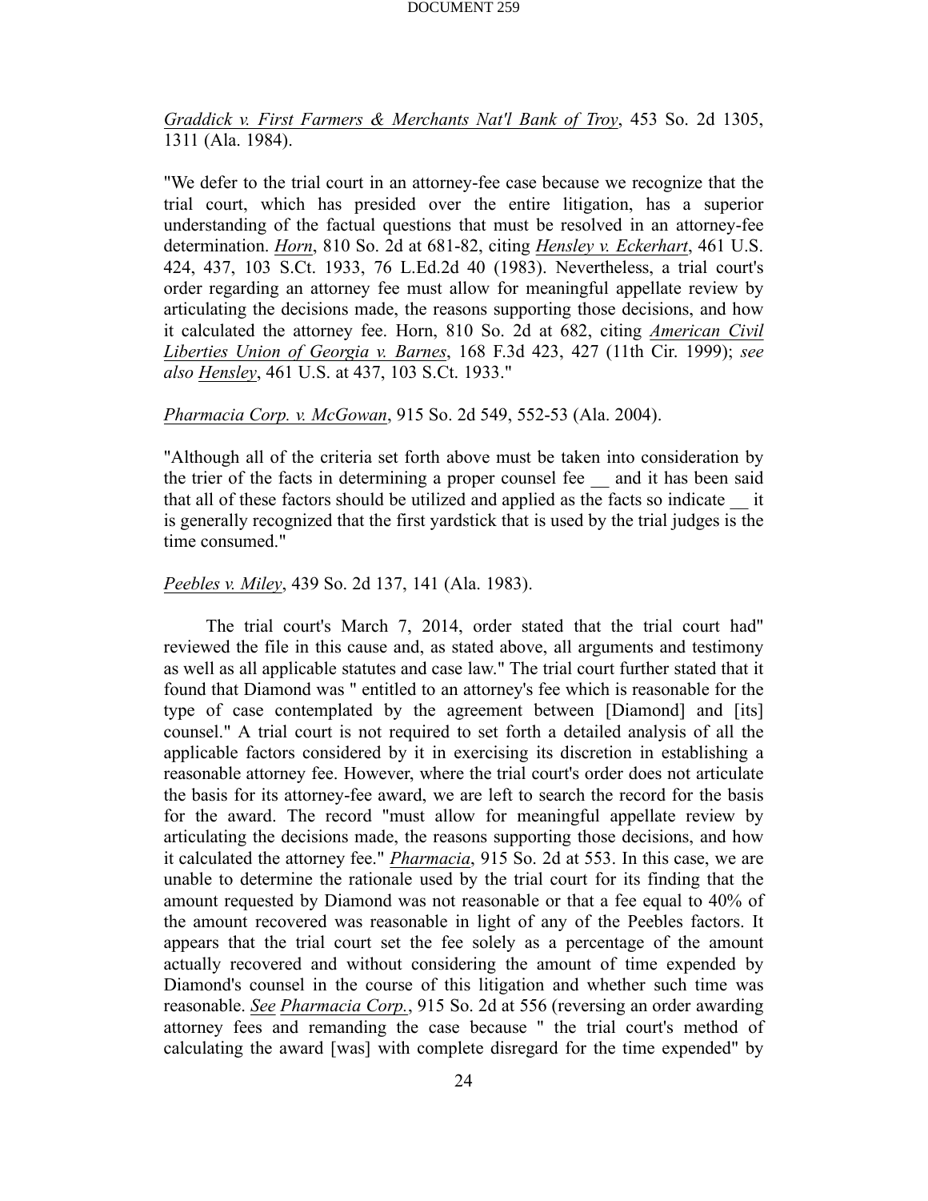*Graddick v. First Farmers & Merchants Nat'l Bank of Troy*, 453 So. 2d 1305, 1311 (Ala. 1984).

"We defer to the trial court in an attorney-fee case because we recognize that the trial court, which has presided over the entire litigation, has a superior understanding of the factual questions that must be resolved in an attorney-fee determination. *Horn*, 810 So. 2d at 681-82, citing *Hensley v. Eckerhart*, 461 U.S. 424, 437, 103 S.Ct. 1933, 76 L.Ed.2d 40 (1983). Nevertheless, a trial court's order regarding an attorney fee must allow for meaningful appellate review by articulating the decisions made, the reasons supporting those decisions, and how it calculated the attorney fee. Horn, 810 So. 2d at 682, citing *American Civil Liberties Union of Georgia v. Barnes*, 168 F.3d 423, 427 (11th Cir. 1999); *see also Hensley*, 461 U.S. at 437, 103 S.Ct. 1933."

*Pharmacia Corp. v. McGowan*, 915 So. 2d 549, 552-53 (Ala. 2004).

"Although all of the criteria set forth above must be taken into consideration by the trier of the facts in determining a proper counsel fee __ and it has been said that all of these factors should be utilized and applied as the facts so indicate __ it is generally recognized that the first yardstick that is used by the trial judges is the time consumed."

*Peebles v. Miley*, 439 So. 2d 137, 141 (Ala. 1983).

The trial court's March 7, 2014, order stated that the trial court had" reviewed the file in this cause and, as stated above, all arguments and testimony as well as all applicable statutes and case law." The trial court further stated that it found that Diamond was " entitled to an attorney's fee which is reasonable for the type of case contemplated by the agreement between [Diamond] and [its] counsel." A trial court is not required to set forth a detailed analysis of all the applicable factors considered by it in exercising its discretion in establishing a reasonable attorney fee. However, where the trial court's order does not articulate the basis for its attorney-fee award, we are left to search the record for the basis for the award. The record "must allow for meaningful appellate review by articulating the decisions made, the reasons supporting those decisions, and how it calculated the attorney fee." *Pharmacia*, 915 So. 2d at 553. In this case, we are unable to determine the rationale used by the trial court for its finding that the amount requested by Diamond was not reasonable or that a fee equal to 40% of the amount recovered was reasonable in light of any of the Peebles factors. It appears that the trial court set the fee solely as a percentage of the amount actually recovered and without considering the amount of time expended by Diamond's counsel in the course of this litigation and whether such time was reasonable. *See Pharmacia Corp.*, 915 So. 2d at 556 (reversing an order awarding attorney fees and remanding the case because " the trial court's method of calculating the award [was] with complete disregard for the time expended" by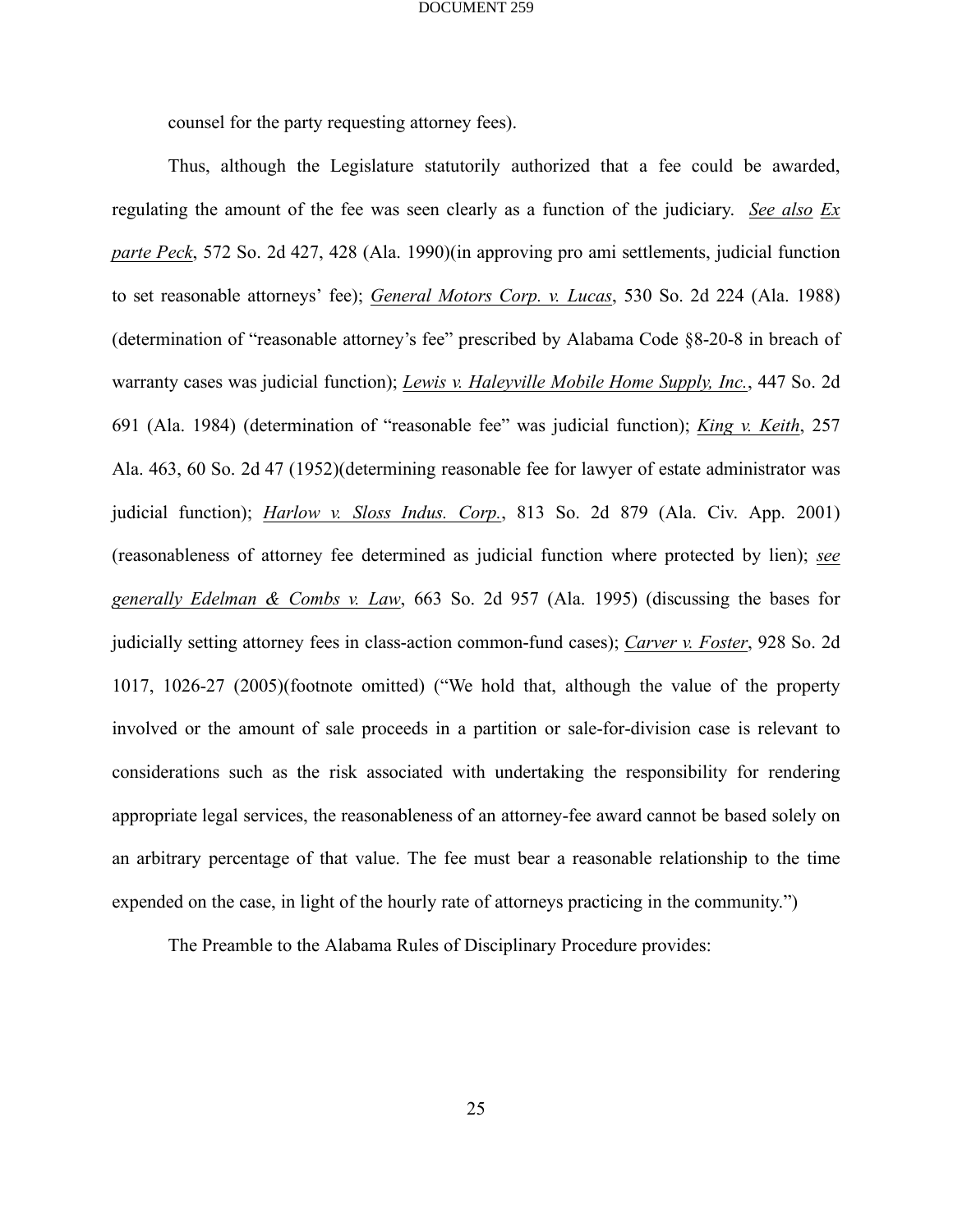counsel for the party requesting attorney fees).

Thus, although the Legislature statutorily authorized that a fee could be awarded, regulating the amount of the fee was seen clearly as a function of the judiciary. _See also_ _Ex parte Peck_, 572 So. 2d 427, 428 (Ala. 1990)(in approving pro ami settlements, judicial function to set reasonable attorneys' fee); _General Motors Corp. v. Lucas_, 530 So. 2d 224 (Ala. 1988) (determination of "reasonable attorney's fee" prescribed by Alabama Code §8-20-8 in breach of warranty cases was judicial function); _Lewis v. Haleyville Mobile Home Supply, Inc._, 447 So. 2d 691 (Ala. 1984) (determination of "reasonable fee" was judicial function); _King v. Keith_, 257 Ala. 463, 60 So. 2d 47 (1952)(determining reasonable fee for lawyer of estate administrator was judicial function); _Harlow v. Sloss Indus. Corp._, 813 So. 2d 879 (Ala. Civ. App. 2001) (reasonableness of attorney fee determined as judicial function where protected by lien); _see generally Edelman & Combs v. Law_, 663 So. 2d 957 (Ala. 1995) (discussing the bases for judicially setting attorney fees in class-action common-fund cases); _Carver v. Foster_, 928 So. 2d 1017, 1026-27 (2005)(footnote omitted) ("We hold that, although the value of the property involved or the amount of sale proceeds in a partition or sale-for-division case is relevant to considerations such as the risk associated with undertaking the responsibility for rendering appropriate legal services, the reasonableness of an attorney-fee award cannot be based solely on an arbitrary percentage of that value. The fee must bear a reasonable relationship to the time expended on the case, in light of the hourly rate of attorneys practicing in the community.")

The Preamble to the Alabama Rules of Disciplinary Procedure provides: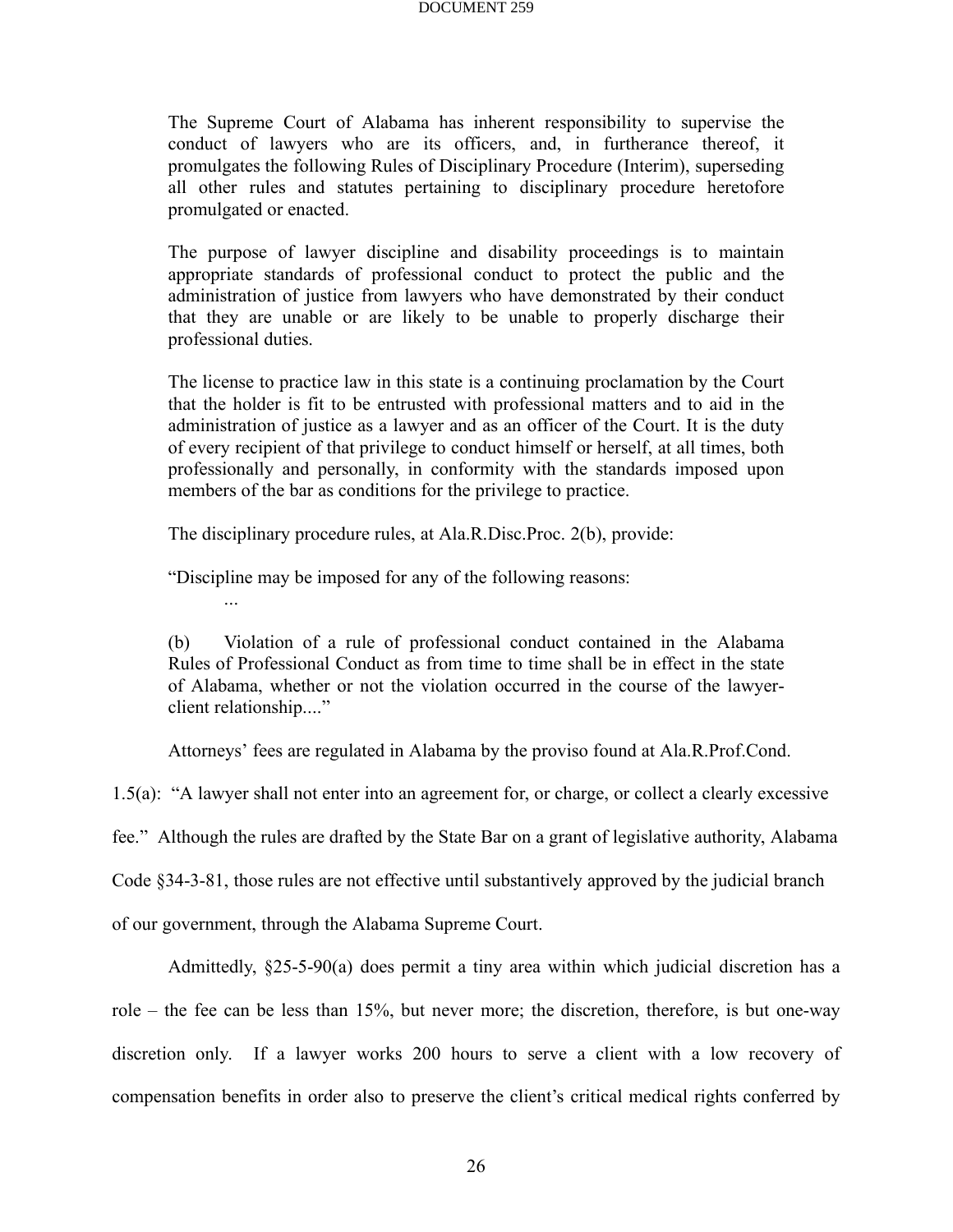> The Supreme Court of Alabama has inherent responsibility to supervise the conduct of lawyers who are its officers, and, in furtherance thereof, it promulgates the following Rules of Disciplinary Procedure (Interim), superseding all other rules and statutes pertaining to disciplinary procedure heretofore promulgated or enacted.
>
> The purpose of lawyer discipline and disability proceedings is to maintain appropriate standards of professional conduct to protect the public and the administration of justice from lawyers who have demonstrated by their conduct that they are unable or are likely to be unable to properly discharge their professional duties.
>
> The license to practice law in this state is a continuing proclamation by the Court that the holder is fit to be entrusted with professional matters and to aid in the administration of justice as a lawyer and as an officer of the Court. It is the duty of every recipient of that privilege to conduct himself or herself, at all times, both professionally and personally, in conformity with the standards imposed upon members of the bar as conditions for the privilege to practice.

The disciplinary procedure rules, at Ala.R.Disc.Proc. 2(b), provide:

> "Discipline may be imposed for any of the following reasons:
>
> ...
>
> (b) Violation of a rule of professional conduct contained in the Alabama Rules of Professional Conduct as from time to time shall be in effect in the state of Alabama, whether or not the violation occurred in the course of the lawyer-client relationship...."

Attorneys' fees are regulated in Alabama by the proviso found at Ala.R.Prof.Cond. 1.5(a): "A lawyer shall not enter into an agreement for, or charge, or collect a clearly excessive fee." Although the rules are drafted by the State Bar on a grant of legislative authority, Alabama Code §34-3-81, those rules are not effective until substantively approved by the judicial branch of our government, through the Alabama Supreme Court.

Admittedly, §25-5-90(a) does permit a tiny area within which judicial discretion has a role – the fee can be less than 15%, but never more; the discretion, therefore, is but one-way discretion only. If a lawyer works 200 hours to serve a client with a low recovery of compensation benefits in order also to preserve the client's critical medical rights conferred by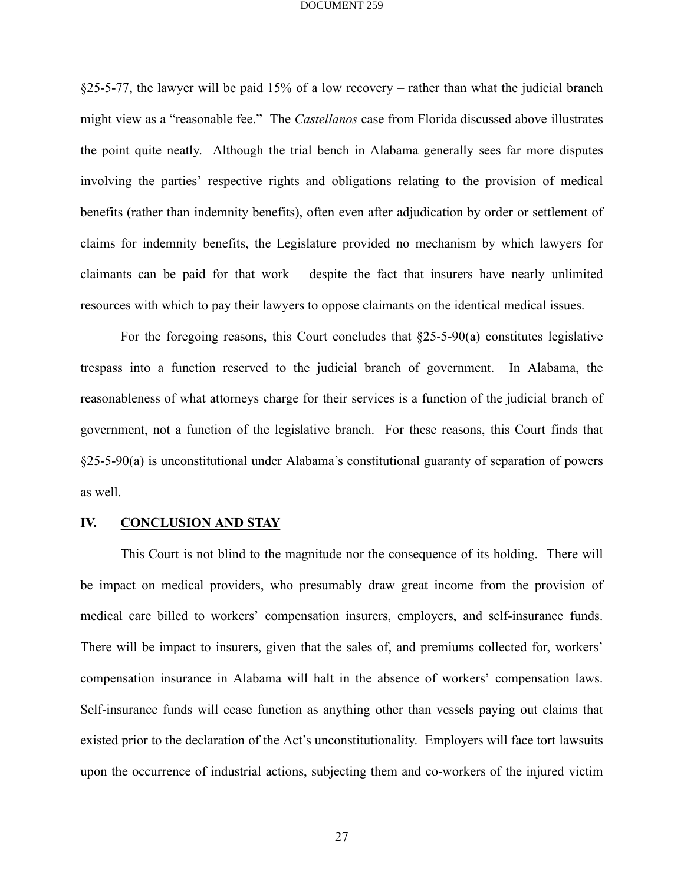§25-5-77, the lawyer will be paid 15% of a low recovery – rather than what the judicial branch might view as a "reasonable fee." The *Castellanos* case from Florida discussed above illustrates the point quite neatly. Although the trial bench in Alabama generally sees far more disputes involving the parties' respective rights and obligations relating to the provision of medical benefits (rather than indemnity benefits), often even after adjudication by order or settlement of claims for indemnity benefits, the Legislature provided no mechanism by which lawyers for claimants can be paid for that work – despite the fact that insurers have nearly unlimited resources with which to pay their lawyers to oppose claimants on the identical medical issues.

For the foregoing reasons, this Court concludes that §25-5-90(a) constitutes legislative trespass into a function reserved to the judicial branch of government. In Alabama, the reasonableness of what attorneys charge for their services is a function of the judicial branch of government, not a function of the legislative branch. For these reasons, this Court finds that §25-5-90(a) is unconstitutional under Alabama's constitutional guaranty of separation of powers as well.

## IV. CONCLUSION AND STAY

This Court is not blind to the magnitude nor the consequence of its holding. There will be impact on medical providers, who presumably draw great income from the provision of medical care billed to workers' compensation insurers, employers, and self-insurance funds. There will be impact to insurers, given that the sales of, and premiums collected for, workers' compensation insurance in Alabama will halt in the absence of workers' compensation laws. Self-insurance funds will cease function as anything other than vessels paying out claims that existed prior to the declaration of the Act's unconstitutionality. Employers will face tort lawsuits upon the occurrence of industrial actions, subjecting them and co-workers of the injured victim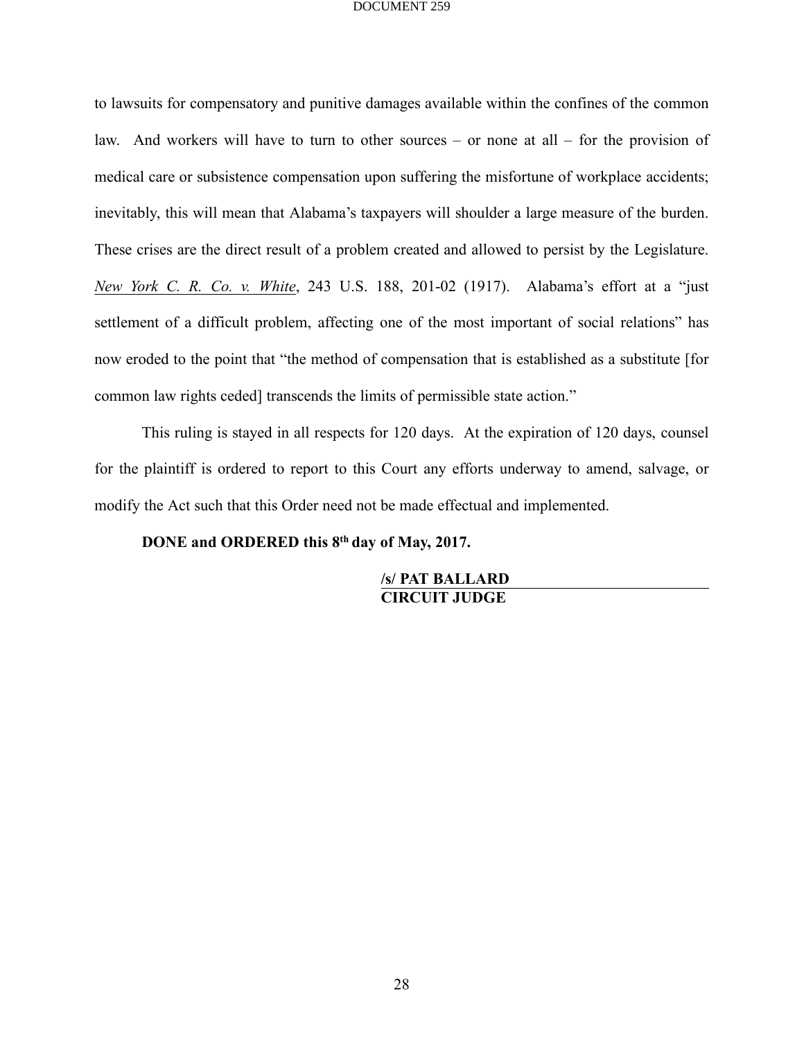to lawsuits for compensatory and punitive damages available within the confines of the common law. And workers will have to turn to other sources – or none at all – for the provision of medical care or subsistence compensation upon suffering the misfortune of workplace accidents; inevitably, this will mean that Alabama's taxpayers will shoulder a large measure of the burden. These crises are the direct result of a problem created and allowed to persist by the Legislature. *New York C. R. Co. v. White*, 243 U.S. 188, 201-02 (1917). Alabama's effort at a "just settlement of a difficult problem, affecting one of the most important of social relations" has now eroded to the point that "the method of compensation that is established as a substitute [for common law rights ceded] transcends the limits of permissible state action."

This ruling is stayed in all respects for 120 days. At the expiration of 120 days, counsel for the plaintiff is ordered to report to this Court any efforts underway to amend, salvage, or modify the Act such that this Order need not be made effectual and implemented.

**DONE and ORDERED this 8th day of May, 2017.**

**/s/ PAT BALLARD**
**CIRCUIT JUDGE**